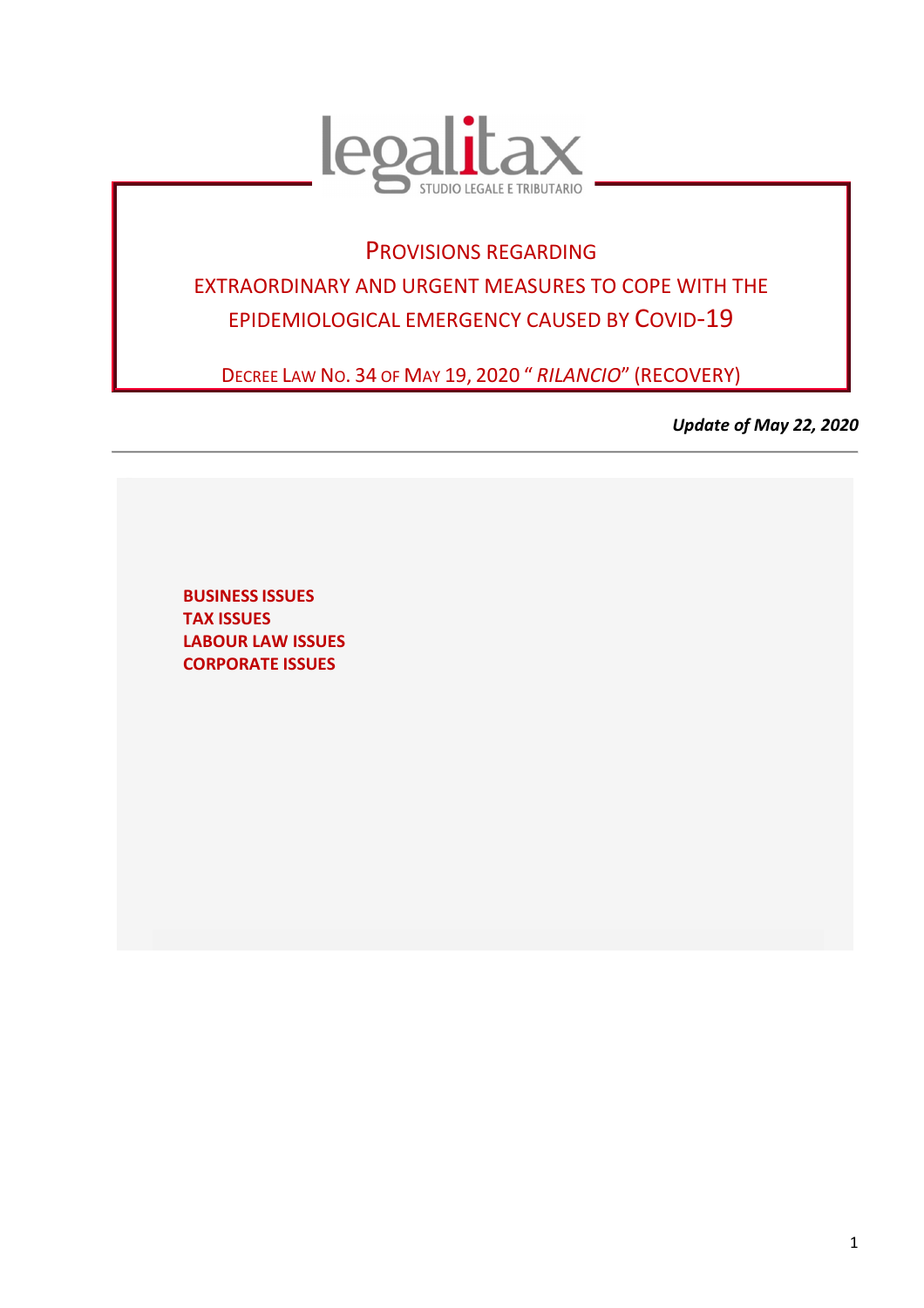legalitax

STUDIO LEGALE E TRIBUTARIO

# PROVISIONS REGARDING EXTRAORDINARY AND URGENT MEASURES TO COPE WITH THE EPIDEMIOLOGICAL EMERGENCY CAUSED BY COVID-19

## DECREE LAW NO. 34 OF MAY 19, 2020 "*RILANCIO*" (RECOVERY)

***Update of May 22, 2020***

---

**BUSINESS ISSUES**
**TAX ISSUES**
**LABOUR LAW ISSUES**
**CORPORATE ISSUES**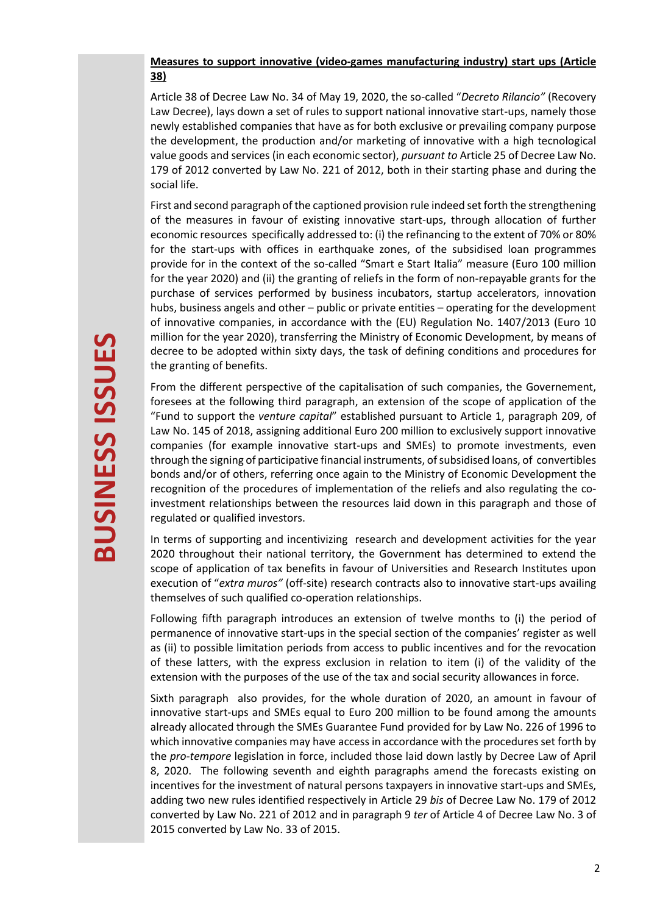**Measures to support innovative (video-games manufacturing industry) start ups (Article 38)**

Article 38 of Decree Law No. 34 of May 19, 2020, the so-called "*Decreto Rilancio"* (Recovery Law Decree), lays down a set of rules to support national innovative start-ups, namely those newly established companies that have as for both exclusive or prevailing company purpose the development, the production and/or marketing of innovative with a high tecnological value goods and services (in each economic sector), *pursuant to* Article 25 of Decree Law No. 179 of 2012 converted by Law No. 221 of 2012, both in their starting phase and during the social life.

First and second paragraph of the captioned provision rule indeed set forth the strengthening of the measures in favour of existing innovative start-ups, through allocation of further economic resources specifically addressed to: (i) the refinancing to the extent of 70% or 80% for the start-ups with offices in earthquake zones, of the subsidised loan programmes provide for in the context of the so-called "Smart e Start Italia" measure (Euro 100 million for the year 2020) and (ii) the granting of reliefs in the form of non-repayable grants for the purchase of services performed by business incubators, startup accelerators, innovation hubs, business angels and other – public or private entities – operating for the development of innovative companies, in accordance with the (EU) Regulation No. 1407/2013 (Euro 10 million for the year 2020), transferring the Ministry of Economic Development, by means of decree to be adopted within sixty days, the task of defining conditions and procedures for the granting of benefits.

From the different perspective of the capitalisation of such companies, the Governement, foresees at the following third paragraph, an extension of the scope of application of the "Fund to support the *venture capital*" established pursuant to Article 1, paragraph 209, of Law No. 145 of 2018, assigning additional Euro 200 million to exclusively support innovative companies (for example innovative start-ups and SMEs) to promote investments, even through the signing of participative financial instruments, of subsidised loans, of convertibles bonds and/or of others, referring once again to the Ministry of Economic Development the recognition of the procedures of implementation of the reliefs and also regulating the co-investment relationships between the resources laid down in this paragraph and those of regulated or qualified investors.

In terms of supporting and incentivizing research and development activities for the year 2020 throughout their national territory, the Government has determined to extend the scope of application of tax benefits in favour of Universities and Research Institutes upon execution of "*extra muros"* (off-site) research contracts also to innovative start-ups availing themselves of such qualified co-operation relationships.

Following fifth paragraph introduces an extension of twelve months to (i) the period of permanence of innovative start-ups in the special section of the companies' register as well as (ii) to possible limitation periods from access to public incentives and for the revocation of these latters, with the express exclusion in relation to item (i) of the validity of the extension with the purposes of the use of the tax and social security allowances in force.

Sixth paragraph also provides, for the whole duration of 2020, an amount in favour of innovative start-ups and SMEs equal to Euro 200 million to be found among the amounts already allocated through the SMEs Guarantee Fund provided for by Law No. 226 of 1996 to which innovative companies may have access in accordance with the procedures set forth by the *pro-tempore* legislation in force, included those laid down lastly by Decree Law of April 8, 2020. The following seventh and eighth paragraphs amend the forecasts existing on incentives for the investment of natural persons taxpayers in innovative start-ups and SMEs, adding two new rules identified respectively in Article 29 *bis* of Decree Law No. 179 of 2012 converted by Law No. 221 of 2012 and in paragraph 9 *ter* of Article 4 of Decree Law No. 3 of 2015 converted by Law No. 33 of 2015.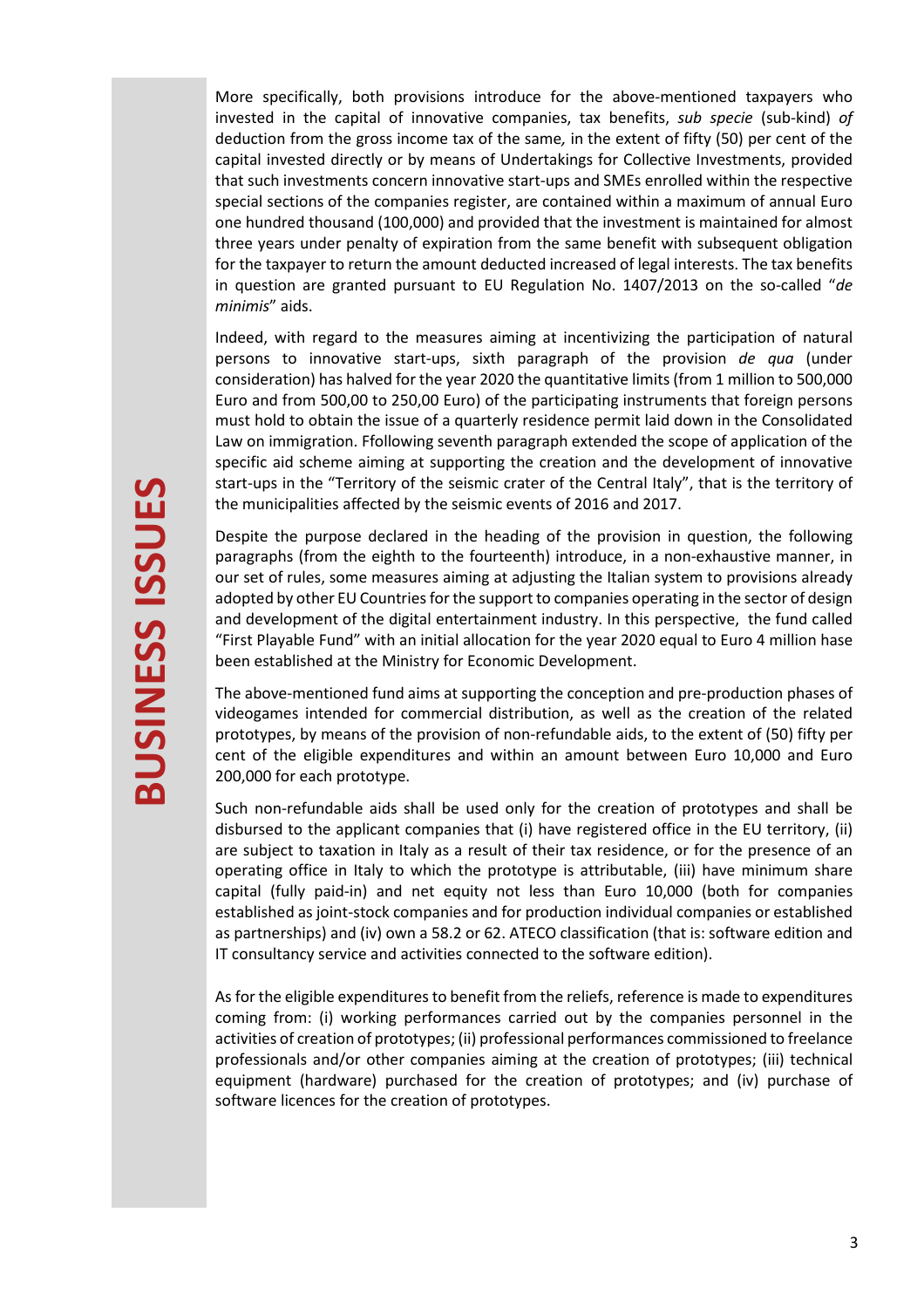More specifically, both provisions introduce for the above-mentioned taxpayers who invested in the capital of innovative companies, tax benefits, *sub specie* (sub-kind) *of* deduction from the gross income tax of the same, in the extent of fifty (50) per cent of the capital invested directly or by means of Undertakings for Collective Investments, provided that such investments concern innovative start-ups and SMEs enrolled within the respective special sections of the companies register, are contained within a maximum of annual Euro one hundred thousand (100,000) and provided that the investment is maintained for almost three years under penalty of expiration from the same benefit with subsequent obligation for the taxpayer to return the amount deducted increased of legal interests. The tax benefits in question are granted pursuant to EU Regulation No. 1407/2013 on the so-called "*de minimis*" aids.

Indeed, with regard to the measures aiming at incentivizing the participation of natural persons to innovative start-ups, sixth paragraph of the provision *de qua* (under consideration) has halved for the year 2020 the quantitative limits (from 1 million to 500,000 Euro and from 500,00 to 250,00 Euro) of the participating instruments that foreign persons must hold to obtain the issue of a quarterly residence permit laid down in the Consolidated Law on immigration. Ffollowing seventh paragraph extended the scope of application of the specific aid scheme aiming at supporting the creation and the development of innovative start-ups in the "Territory of the seismic crater of the Central Italy", that is the territory of the municipalities affected by the seismic events of 2016 and 2017.

Despite the purpose declared in the heading of the provision in question, the following paragraphs (from the eighth to the fourteenth) introduce, in a non-exhaustive manner, in our set of rules, some measures aiming at adjusting the Italian system to provisions already adopted by other EU Countries for the support to companies operating in the sector of design and development of the digital entertainment industry. In this perspective, the fund called "First Playable Fund" with an initial allocation for the year 2020 equal to Euro 4 million hase been established at the Ministry for Economic Development.

The above-mentioned fund aims at supporting the conception and pre-production phases of videogames intended for commercial distribution, as well as the creation of the related prototypes, by means of the provision of non-refundable aids, to the extent of (50) fifty per cent of the eligible expenditures and within an amount between Euro 10,000 and Euro 200,000 for each prototype.

Such non-refundable aids shall be used only for the creation of prototypes and shall be disbursed to the applicant companies that (i) have registered office in the EU territory, (ii) are subject to taxation in Italy as a result of their tax residence, or for the presence of an operating office in Italy to which the prototype is attributable, (iii) have minimum share capital (fully paid-in) and net equity not less than Euro 10,000 (both for companies established as joint-stock companies and for production individual companies or established as partnerships) and (iv) own a 58.2 or 62. ATECO classification (that is: software edition and IT consultancy service and activities connected to the software edition).

As for the eligible expenditures to benefit from the reliefs, reference is made to expenditures coming from: (i) working performances carried out by the companies personnel in the activities of creation of prototypes; (ii) professional performances commissioned to freelance professionals and/or other companies aiming at the creation of prototypes; (iii) technical equipment (hardware) purchased for the creation of prototypes; and (iv) purchase of software licences for the creation of prototypes.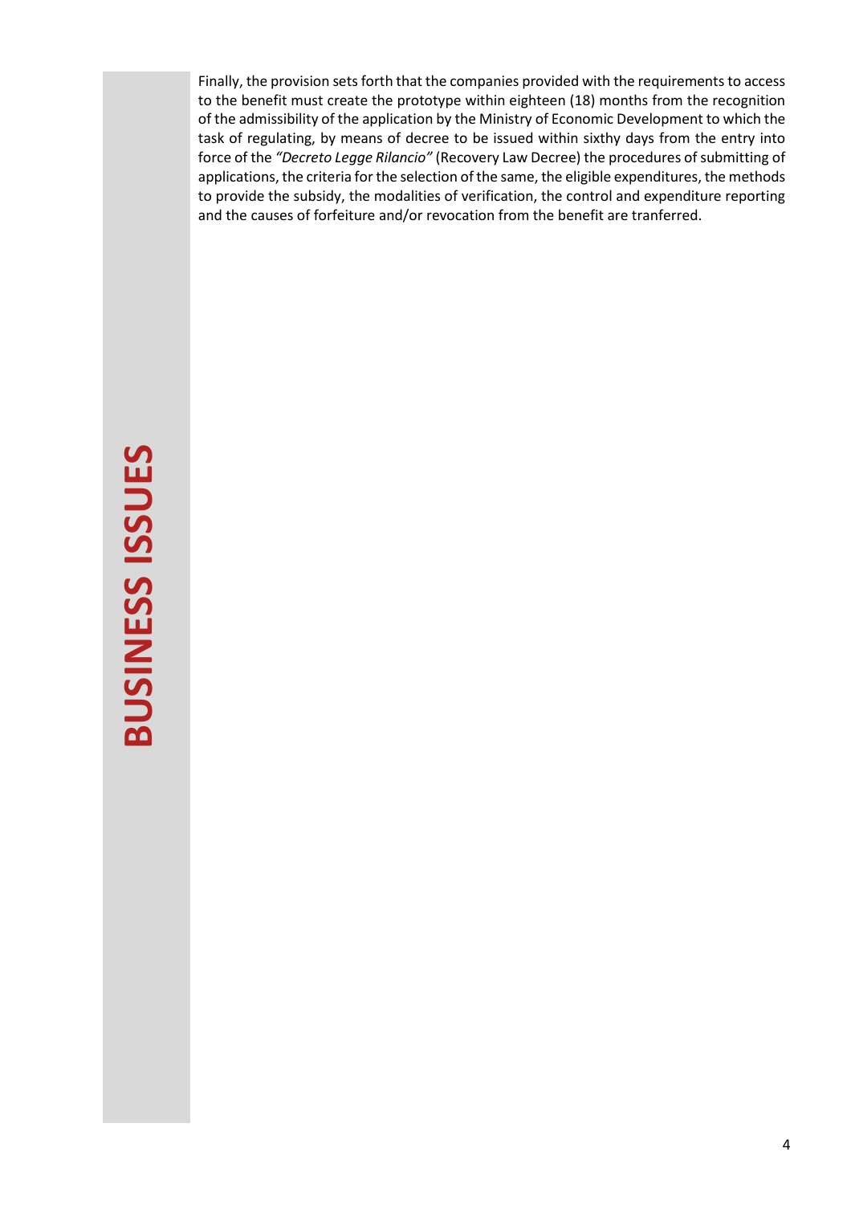Finally, the provision sets forth that the companies provided with the requirements to access to the benefit must create the prototype within eighteen (18) months from the recognition of the admissibility of the application by the Ministry of Economic Development to which the task of regulating, by means of decree to be issued within sixthy days from the entry into force of the *"Decreto Legge Rilancio"* (Recovery Law Decree) the procedures of submitting of applications, the criteria for the selection of the same, the eligible expenditures, the methods to provide the subsidy, the modalities of verification, the control and expenditure reporting and the causes of forfeiture and/or revocation from the benefit are tranferred.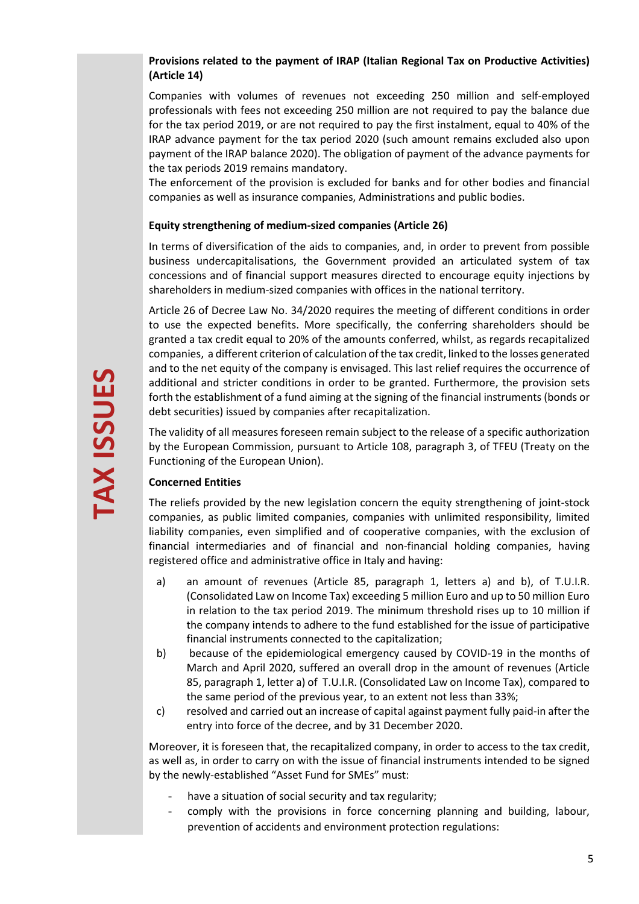**Provisions related to the payment of IRAP (Italian Regional Tax on Productive Activities) (Article 14)**

Companies with volumes of revenues not exceeding 250 million and self-employed professionals with fees not exceeding 250 million are not required to pay the balance due for the tax period 2019, or are not required to pay the first instalment, equal to 40% of the IRAP advance payment for the tax period 2020 (such amount remains excluded also upon payment of the IRAP balance 2020). The obligation of payment of the advance payments for the tax periods 2019 remains mandatory.
The enforcement of the provision is excluded for banks and for other bodies and financial companies as well as insurance companies, Administrations and public bodies.

**Equity strengthening of medium-sized companies (Article 26)**

In terms of diversification of the aids to companies, and, in order to prevent from possible business undercapitalisations, the Government provided an articulated system of tax concessions and of financial support measures directed to encourage equity injections by shareholders in medium-sized companies with offices in the national territory.

Article 26 of Decree Law No. 34/2020 requires the meeting of different conditions in order to use the expected benefits. More specifically, the conferring shareholders should be granted a tax credit equal to 20% of the amounts conferred, whilst, as regards recapitalized companies, a different criterion of calculation of the tax credit, linked to the losses generated and to the net equity of the company is envisaged. This last relief requires the occurrence of additional and stricter conditions in order to be granted. Furthermore, the provision sets forth the establishment of a fund aiming at the signing of the financial instruments (bonds or debt securities) issued by companies after recapitalization.

The validity of all measures foreseen remain subject to the release of a specific authorization by the European Commission, pursuant to Article 108, paragraph 3, of TFEU (Treaty on the Functioning of the European Union).

**Concerned Entities**

The reliefs provided by the new legislation concern the equity strengthening of joint-stock companies, as public limited companies, companies with unlimited responsibility, limited liability companies, even simplified and of cooperative companies, with the exclusion of financial intermediaries and of financial and non-financial holding companies, having registered office and administrative office in Italy and having:

a) an amount of revenues (Article 85, paragraph 1, letters a) and b), of T.U.I.R. (Consolidated Law on Income Tax) exceeding 5 million Euro and up to 50 million Euro in relation to the tax period 2019. The minimum threshold rises up to 10 million if the company intends to adhere to the fund established for the issue of participative financial instruments connected to the capitalization;
b) because of the epidemiological emergency caused by COVID-19 in the months of March and April 2020, suffered an overall drop in the amount of revenues (Article 85, paragraph 1, letter a) of T.U.I.R. (Consolidated Law on Income Tax), compared to the same period of the previous year, to an extent not less than 33%;
c) resolved and carried out an increase of capital against payment fully paid-in after the entry into force of the decree, and by 31 December 2020.

Moreover, it is foreseen that, the recapitalized company, in order to access to the tax credit, as well as, in order to carry on with the issue of financial instruments intended to be signed by the newly-established "Asset Fund for SMEs" must:

- have a situation of social security and tax regularity;
- comply with the provisions in force concerning planning and building, labour, prevention of accidents and environment protection regulations: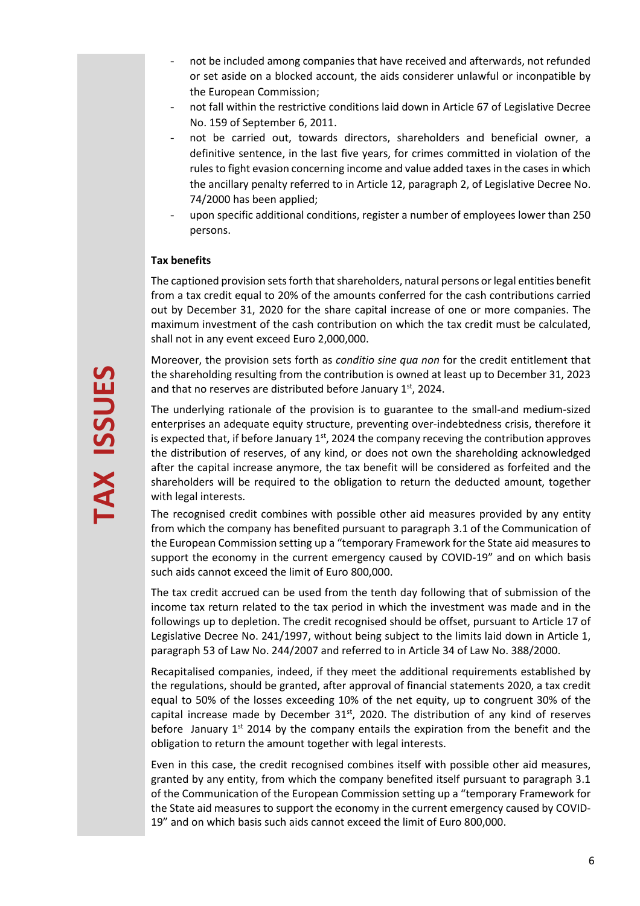- not be included among companies that have received and afterwards, not refunded or set aside on a blocked account, the aids considerer unlawful or inconpatible by the European Commission;
- not fall within the restrictive conditions laid down in Article 67 of Legislative Decree No. 159 of September 6, 2011.
- not be carried out, towards directors, shareholders and beneficial owner, a definitive sentence, in the last five years, for crimes committed in violation of the rules to fight evasion concerning income and value added taxes in the cases in which the ancillary penalty referred to in Article 12, paragraph 2, of Legislative Decree No. 74/2000 has been applied;
- upon specific additional conditions, register a number of employees lower than 250 persons.

**Tax benefits**

The captioned provision sets forth that shareholders, natural persons or legal entities benefit from a tax credit equal to 20% of the amounts conferred for the cash contributions carried out by December 31, 2020 for the share capital increase of one or more companies. The maximum investment of the cash contribution on which the tax credit must be calculated, shall not in any event exceed Euro 2,000,000.

Moreover, the provision sets forth as *conditio sine qua non* for the credit entitlement that the shareholding resulting from the contribution is owned at least up to December 31, 2023 and that no reserves are distributed before January 1st, 2024.

The underlying rationale of the provision is to guarantee to the small-and medium-sized enterprises an adequate equity structure, preventing over-indebtedness crisis, therefore it is expected that, if before January 1st, 2024 the company receving the contribution approves the distribution of reserves, of any kind, or does not own the shareholding acknowledged after the capital increase anymore, the tax benefit will be considered as forfeited and the shareholders will be required to the obligation to return the deducted amount, together with legal interests.

The recognised credit combines with possible other aid measures provided by any entity from which the company has benefited pursuant to paragraph 3.1 of the Communication of the European Commission setting up a "temporary Framework for the State aid measures to support the economy in the current emergency caused by COVID-19" and on which basis such aids cannot exceed the limit of Euro 800,000.

The tax credit accrued can be used from the tenth day following that of submission of the income tax return related to the tax period in which the investment was made and in the followings up to depletion. The credit recognised should be offset, pursuant to Article 17 of Legislative Decree No. 241/1997, without being subject to the limits laid down in Article 1, paragraph 53 of Law No. 244/2007 and referred to in Article 34 of Law No. 388/2000.

Recapitalised companies, indeed, if they meet the additional requirements established by the regulations, should be granted, after approval of financial statements 2020, a tax credit equal to 50% of the losses exceeding 10% of the net equity, up to congruent 30% of the capital increase made by December 31st, 2020. The distribution of any kind of reserves before January 1st 2014 by the company entails the expiration from the benefit and the obligation to return the amount together with legal interests.

Even in this case, the credit recognised combines itself with possible other aid measures, granted by any entity, from which the company benefited itself pursuant to paragraph 3.1 of the Communication of the European Commission setting up a "temporary Framework for the State aid measures to support the economy in the current emergency caused by COVID-19" and on which basis such aids cannot exceed the limit of Euro 800,000.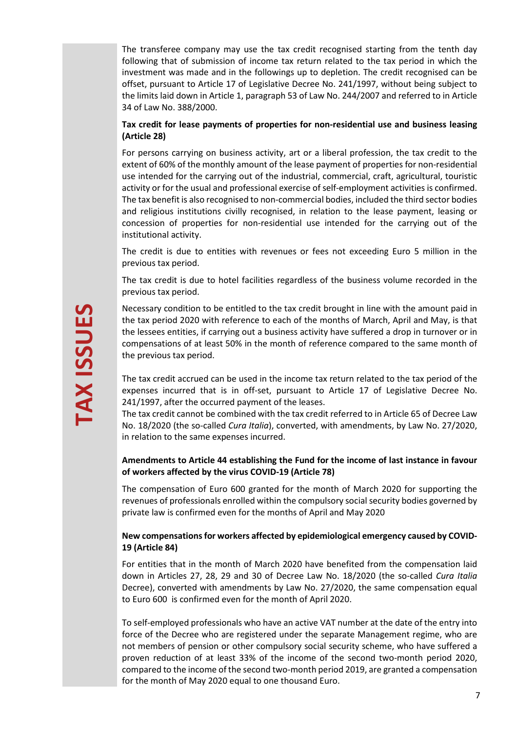The transferee company may use the tax credit recognised starting from the tenth day following that of submission of income tax return related to the tax period in which the investment was made and in the followings up to depletion. The credit recognised can be offset, pursuant to Article 17 of Legislative Decree No. 241/1997, without being subject to the limits laid down in Article 1, paragraph 53 of Law No. 244/2007 and referred to in Article 34 of Law No. 388/2000.

**Tax credit for lease payments of properties for non-residential use and business leasing (Article 28)**

For persons carrying on business activity, art or a liberal profession, the tax credit to the extent of 60% of the monthly amount of the lease payment of properties for non-residential use intended for the carrying out of the industrial, commercial, craft, agricultural, touristic activity or for the usual and professional exercise of self-employment activities is confirmed. The tax benefit is also recognised to non-commercial bodies, included the third sector bodies and religious institutions civilly recognised, in relation to the lease payment, leasing or concession of properties for non-residential use intended for the carrying out of the institutional activity.

The credit is due to entities with revenues or fees not exceeding Euro 5 million in the previous tax period.

The tax credit is due to hotel facilities regardless of the business volume recorded in the previous tax period.

Necessary condition to be entitled to the tax credit brought in line with the amount paid in the tax period 2020 with reference to each of the months of March, April and May, is that the lessees entities, if carrying out a business activity have suffered a drop in turnover or in compensations of at least 50% in the month of reference compared to the same month of the previous tax period.

The tax credit accrued can be used in the income tax return related to the tax period of the expenses incurred that is in off-set, pursuant to Article 17 of Legislative Decree No. 241/1997, after the occurred payment of the leases.
The tax credit cannot be combined with the tax credit referred to in Article 65 of Decree Law No. 18/2020 (the so-called *Cura Italia*), converted, with amendments, by Law No. 27/2020, in relation to the same expenses incurred.

**Amendments to Article 44 establishing the Fund for the income of last instance in favour of workers affected by the virus COVID-19 (Article 78)**

The compensation of Euro 600 granted for the month of March 2020 for supporting the revenues of professionals enrolled within the compulsory social security bodies governed by private law is confirmed even for the months of April and May 2020

**New compensations for workers affected by epidemiological emergency caused by COVID-19 (Article 84)**

For entities that in the month of March 2020 have benefited from the compensation laid down in Articles 27, 28, 29 and 30 of Decree Law No. 18/2020 (the so-called *Cura Italia* Decree), converted with amendments by Law No. 27/2020, the same compensation equal to Euro 600 is confirmed even for the month of April 2020.

To self-employed professionals who have an active VAT number at the date of the entry into force of the Decree who are registered under the separate Management regime, who are not members of pension or other compulsory social security scheme, who have suffered a proven reduction of at least 33% of the income of the second two-month period 2020, compared to the income of the second two-month period 2019, are granted a compensation for the month of May 2020 equal to one thousand Euro.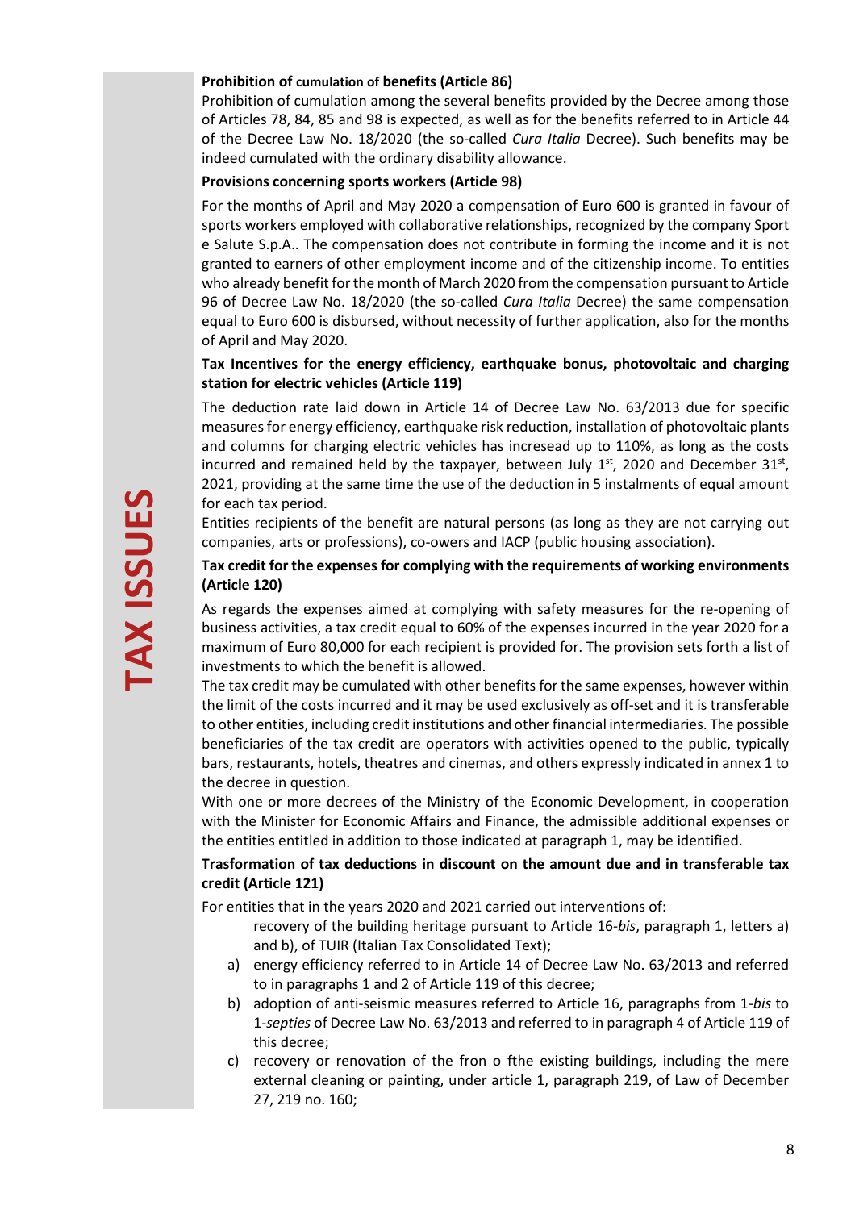**Prohibition of cumulation of benefits (Article 86)**

Prohibition of cumulation among the several benefits provided by the Decree among those of Articles 78, 84, 85 and 98 is expected, as well as for the benefits referred to in Article 44 of the Decree Law No. 18/2020 (the so-called *Cura Italia* Decree). Such benefits may be indeed cumulated with the ordinary disability allowance.

**Provisions concerning sports workers (Article 98)**

For the months of April and May 2020 a compensation of Euro 600 is granted in favour of sports workers employed with collaborative relationships, recognized by the company Sport e Salute S.p.A.. The compensation does not contribute in forming the income and it is not granted to earners of other employment income and of the citizenship income. To entities who already benefit for the month of March 2020 from the compensation pursuant to Article 96 of Decree Law No. 18/2020 (the so-called *Cura Italia* Decree) the same compensation equal to Euro 600 is disbursed, without necessity of further application, also for the months of April and May 2020.

**Tax Incentives for the energy efficiency, earthquake bonus, photovoltaic and charging station for electric vehicles (Article 119)**

The deduction rate laid down in Article 14 of Decree Law No. 63/2013 due for specific measures for energy efficiency, earthquake risk reduction, installation of photovoltaic plants and columns for charging electric vehicles has incresead up to 110%, as long as the costs incurred and remained held by the taxpayer, between July 1st, 2020 and December 31st, 2021, providing at the same time the use of the deduction in 5 instalments of equal amount for each tax period.

Entities recipients of the benefit are natural persons (as long as they are not carrying out companies, arts or professions), co-owers and IACP (public housing association).

**Tax credit for the expenses for complying with the requirements of working environments (Article 120)**

As regards the expenses aimed at complying with safety measures for the re-opening of business activities, a tax credit equal to 60% of the expenses incurred in the year 2020 for a maximum of Euro 80,000 for each recipient is provided for. The provision sets forth a list of investments to which the benefit is allowed.

The tax credit may be cumulated with other benefits for the same expenses, however within the limit of the costs incurred and it may be used exclusively as off-set and it is transferable to other entities, including credit institutions and other financial intermediaries. The possible beneficiaries of the tax credit are operators with activities opened to the public, typically bars, restaurants, hotels, theatres and cinemas, and others expressly indicated in annex 1 to the decree in question.

With one or more decrees of the Ministry of the Economic Development, in cooperation with the Minister for Economic Affairs and Finance, the admissible additional expenses or the entities entitled in addition to those indicated at paragraph 1, may be identified.

**Trasformation of tax deductions in discount on the amount due and in transferable tax credit (Article 121)**

For entities that in the years 2020 and 2021 carried out interventions of:

- recovery of the building heritage pursuant to Article 16-*bis*, paragraph 1, letters a) and b), of TUIR (Italian Tax Consolidated Text);

a) energy efficiency referred to in Article 14 of Decree Law No. 63/2013 and referred to in paragraphs 1 and 2 of Article 119 of this decree;

b) adoption of anti-seismic measures referred to Article 16, paragraphs from 1-*bis* to 1-*septies* of Decree Law No. 63/2013 and referred to in paragraph 4 of Article 119 of this decree;

c) recovery or renovation of the fron o fthe existing buildings, including the mere external cleaning or painting, under article 1, paragraph 219, of Law of December 27, 219 no. 160;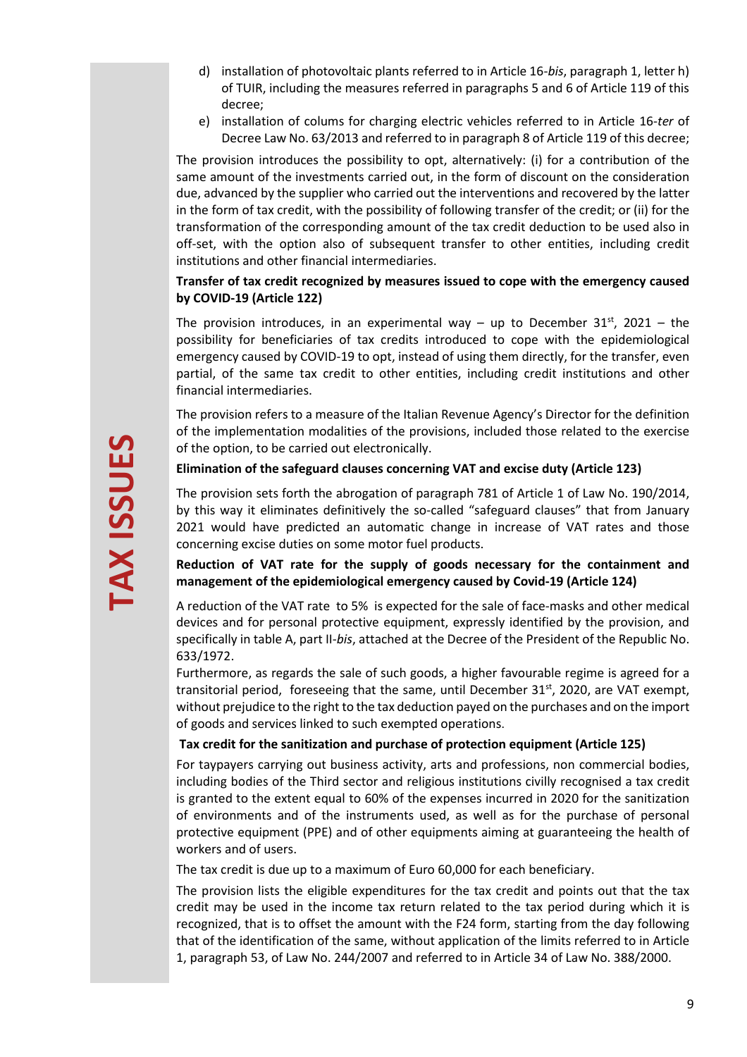d) installation of photovoltaic plants referred to in Article 16-*bis*, paragraph 1, letter h) of TUIR, including the measures referred in paragraphs 5 and 6 of Article 119 of this decree;
e) installation of colums for charging electric vehicles referred to in Article 16-*ter* of Decree Law No. 63/2013 and referred to in paragraph 8 of Article 119 of this decree;

The provision introduces the possibility to opt, alternatively: (i) for a contribution of the same amount of the investments carried out, in the form of discount on the consideration due, advanced by the supplier who carried out the interventions and recovered by the latter in the form of tax credit, with the possibility of following transfer of the credit; or (ii) for the transformation of the corresponding amount of the tax credit deduction to be used also in off-set, with the option also of subsequent transfer to other entities, including credit institutions and other financial intermediaries.

**Transfer of tax credit recognized by measures issued to cope with the emergency caused by COVID-19 (Article 122)**

The provision introduces, in an experimental way – up to December 31st, 2021 – the possibility for beneficiaries of tax credits introduced to cope with the epidemiological emergency caused by COVID-19 to opt, instead of using them directly, for the transfer, even partial, of the same tax credit to other entities, including credit institutions and other financial intermediaries.

The provision refers to a measure of the Italian Revenue Agency's Director for the definition of the implementation modalities of the provisions, included those related to the exercise of the option, to be carried out electronically.

**Elimination of the safeguard clauses concerning VAT and excise duty (Article 123)**

The provision sets forth the abrogation of paragraph 781 of Article 1 of Law No. 190/2014, by this way it eliminates definitively the so-called "safeguard clauses" that from January 2021 would have predicted an automatic change in increase of VAT rates and those concerning excise duties on some motor fuel products.

**Reduction of VAT rate for the supply of goods necessary for the containment and management of the epidemiological emergency caused by Covid-19 (Article 124)**

A reduction of the VAT rate to 5% is expected for the sale of face-masks and other medical devices and for personal protective equipment, expressly identified by the provision, and specifically in table A, part II-*bis*, attached at the Decree of the President of the Republic No. 633/1972.
Furthermore, as regards the sale of such goods, a higher favourable regime is agreed for a transitorial period, foreseeing that the same, until December 31st, 2020, are VAT exempt, without prejudice to the right to the tax deduction payed on the purchases and on the import of goods and services linked to such exempted operations.

**Tax credit for the sanitization and purchase of protection equipment (Article 125)**

For taypayers carrying out business activity, arts and professions, non commercial bodies, including bodies of the Third sector and religious institutions civilly recognised a tax credit is granted to the extent equal to 60% of the expenses incurred in 2020 for the sanitization of environments and of the instruments used, as well as for the purchase of personal protective equipment (PPE) and of other equipments aiming at guaranteeing the health of workers and of users.

The tax credit is due up to a maximum of Euro 60,000 for each beneficiary.

The provision lists the eligible expenditures for the tax credit and points out that the tax credit may be used in the income tax return related to the tax period during which it is recognized, that is to offset the amount with the F24 form, starting from the day following that of the identification of the same, without application of the limits referred to in Article 1, paragraph 53, of Law No. 244/2007 and referred to in Article 34 of Law No. 388/2000.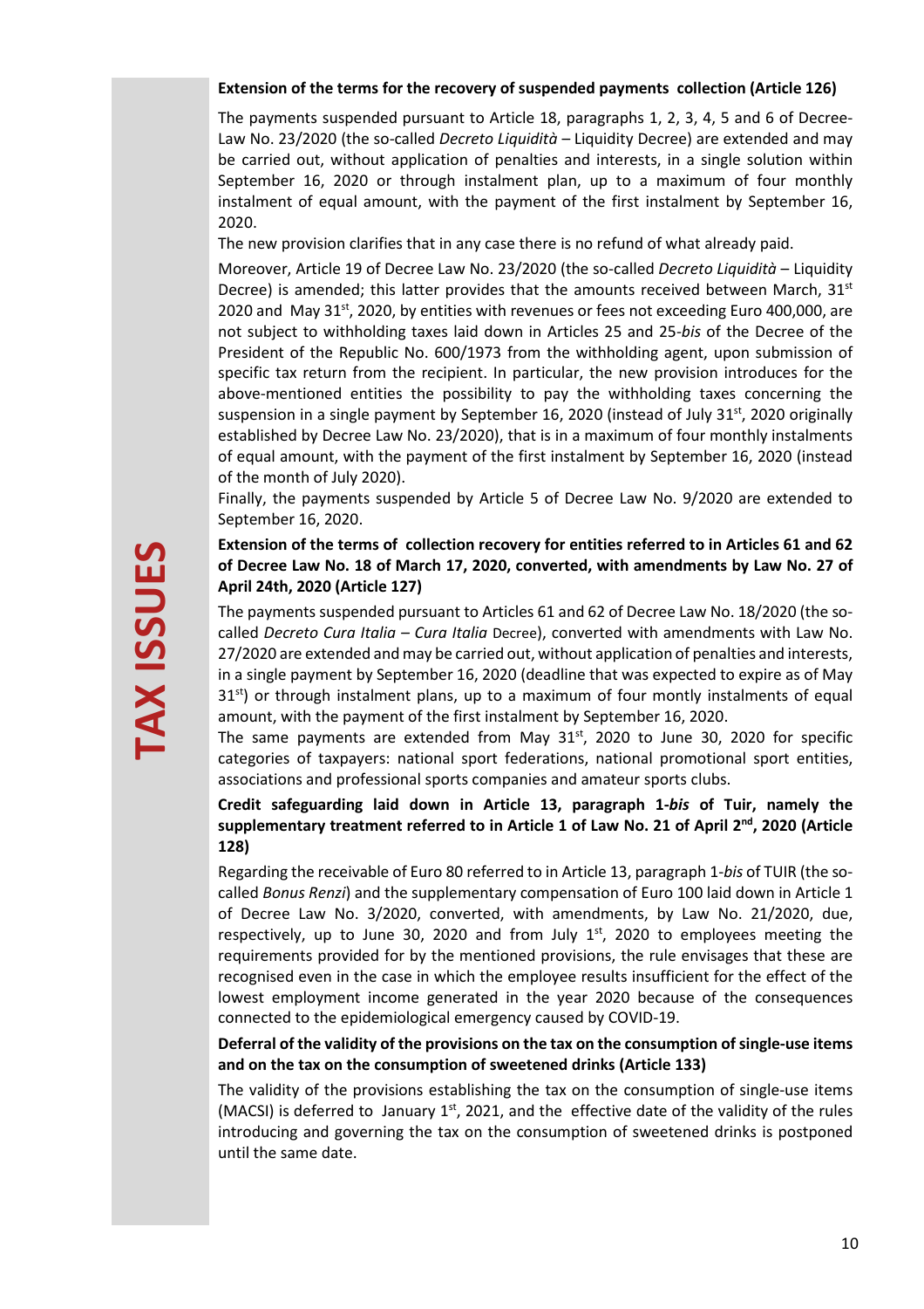**Extension of the terms for the recovery of suspended payments collection (Article 126)**

The payments suspended pursuant to Article 18, paragraphs 1, 2, 3, 4, 5 and 6 of Decree-Law No. 23/2020 (the so-called *Decreto Liquidità* – Liquidity Decree) are extended and may be carried out, without application of penalties and interests, in a single solution within September 16, 2020 or through instalment plan, up to a maximum of four monthly instalment of equal amount, with the payment of the first instalment by September 16, 2020.

The new provision clarifies that in any case there is no refund of what already paid.

Moreover, Article 19 of Decree Law No. 23/2020 (the so-called *Decreto Liquidità* – Liquidity Decree) is amended; this latter provides that the amounts received between March, 31st 2020 and May 31st, 2020, by entities with revenues or fees not exceeding Euro 400,000, are not subject to withholding taxes laid down in Articles 25 and 25-*bis* of the Decree of the President of the Republic No. 600/1973 from the withholding agent, upon submission of specific tax return from the recipient. In particular, the new provision introduces for the above-mentioned entities the possibility to pay the withholding taxes concerning the suspension in a single payment by September 16, 2020 (instead of July 31st, 2020 originally established by Decree Law No. 23/2020), that is in a maximum of four monthly instalments of equal amount, with the payment of the first instalment by September 16, 2020 (instead of the month of July 2020).

Finally, the payments suspended by Article 5 of Decree Law No. 9/2020 are extended to September 16, 2020.

**Extension of the terms of collection recovery for entities referred to in Articles 61 and 62 of Decree Law No. 18 of March 17, 2020, converted, with amendments by Law No. 27 of April 24th, 2020 (Article 127)**

The payments suspended pursuant to Articles 61 and 62 of Decree Law No. 18/2020 (the so-called *Decreto Cura Italia* – *Cura Italia* Decree), converted with amendments with Law No. 27/2020 are extended and may be carried out, without application of penalties and interests, in a single payment by September 16, 2020 (deadline that was expected to expire as of May 31st) or through instalment plans, up to a maximum of four montly instalments of equal amount, with the payment of the first instalment by September 16, 2020.

The same payments are extended from May 31st, 2020 to June 30, 2020 for specific categories of taxpayers: national sport federations, national promotional sport entities, associations and professional sports companies and amateur sports clubs.

**Credit safeguarding laid down in Article 13, paragraph 1-*bis* of Tuir, namely the supplementary treatment referred to in Article 1 of Law No. 21 of April 2nd, 2020 (Article 128)**

Regarding the receivable of Euro 80 referred to in Article 13, paragraph 1-*bis* of TUIR (the so-called *Bonus Renzi*) and the supplementary compensation of Euro 100 laid down in Article 1 of Decree Law No. 3/2020, converted, with amendments, by Law No. 21/2020, due, respectively, up to June 30, 2020 and from July 1st, 2020 to employees meeting the requirements provided for by the mentioned provisions, the rule envisages that these are recognised even in the case in which the employee results insufficient for the effect of the lowest employment income generated in the year 2020 because of the consequences connected to the epidemiological emergency caused by COVID-19.

**Deferral of the validity of the provisions on the tax on the consumption of single-use items and on the tax on the consumption of sweetened drinks (Article 133)**

The validity of the provisions establishing the tax on the consumption of single-use items (MACSI) is deferred to January 1st, 2021, and the effective date of the validity of the rules introducing and governing the tax on the consumption of sweetened drinks is postponed until the same date.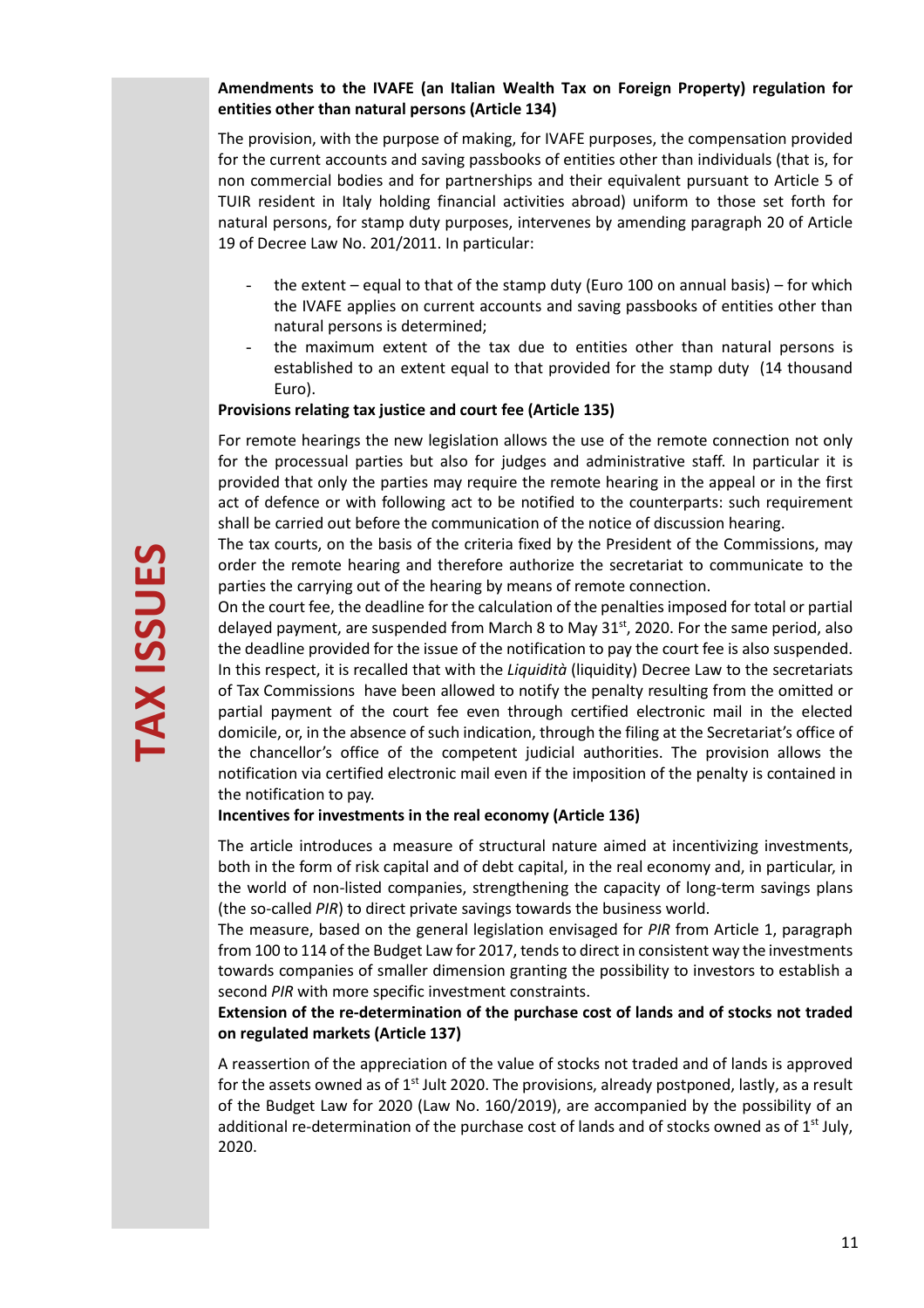**Amendments to the IVAFE (an Italian Wealth Tax on Foreign Property) regulation for entities other than natural persons (Article 134)**

The provision, with the purpose of making, for IVAFE purposes, the compensation provided for the current accounts and saving passbooks of entities other than individuals (that is, for non commercial bodies and for partnerships and their equivalent pursuant to Article 5 of TUIR resident in Italy holding financial activities abroad) uniform to those set forth for natural persons, for stamp duty purposes, intervenes by amending paragraph 20 of Article 19 of Decree Law No. 201/2011. In particular:

- the extent – equal to that of the stamp duty (Euro 100 on annual basis) – for which the IVAFE applies on current accounts and saving passbooks of entities other than natural persons is determined;
- the maximum extent of the tax due to entities other than natural persons is established to an extent equal to that provided for the stamp duty (14 thousand Euro).

**Provisions relating tax justice and court fee (Article 135)**

For remote hearings the new legislation allows the use of the remote connection not only for the processual parties but also for judges and administrative staff. In particular it is provided that only the parties may require the remote hearing in the appeal or in the first act of defence or with following act to be notified to the counterparts: such requirement shall be carried out before the communication of the notice of discussion hearing.

The tax courts, on the basis of the criteria fixed by the President of the Commissions, may order the remote hearing and therefore authorize the secretariat to communicate to the parties the carrying out of the hearing by means of remote connection.

On the court fee, the deadline for the calculation of the penalties imposed for total or partial delayed payment, are suspended from March 8 to May 31st, 2020. For the same period, also the deadline provided for the issue of the notification to pay the court fee is also suspended. In this respect, it is recalled that with the *Liquidità* (liquidity) Decree Law to the secretariats of Tax Commissions have been allowed to notify the penalty resulting from the omitted or partial payment of the court fee even through certified electronic mail in the elected domicile, or, in the absence of such indication, through the filing at the Secretariat's office of the chancellor's office of the competent judicial authorities. The provision allows the notification via certified electronic mail even if the imposition of the penalty is contained in the notification to pay.

**Incentives for investments in the real economy (Article 136)**

The article introduces a measure of structural nature aimed at incentivizing investments, both in the form of risk capital and of debt capital, in the real economy and, in particular, in the world of non-listed companies, strengthening the capacity of long-term savings plans (the so-called *PIR*) to direct private savings towards the business world.

The measure, based on the general legislation envisaged for *PIR* from Article 1, paragraph from 100 to 114 of the Budget Law for 2017, tends to direct in consistent way the investments towards companies of smaller dimension granting the possibility to investors to establish a second *PIR* with more specific investment constraints.

**Extension of the re-determination of the purchase cost of lands and of stocks not traded on regulated markets (Article 137)**

A reassertion of the appreciation of the value of stocks not traded and of lands is approved for the assets owned as of 1st Jult 2020. The provisions, already postponed, lastly, as a result of the Budget Law for 2020 (Law No. 160/2019), are accompanied by the possibility of an additional re-determination of the purchase cost of lands and of stocks owned as of 1st July, 2020.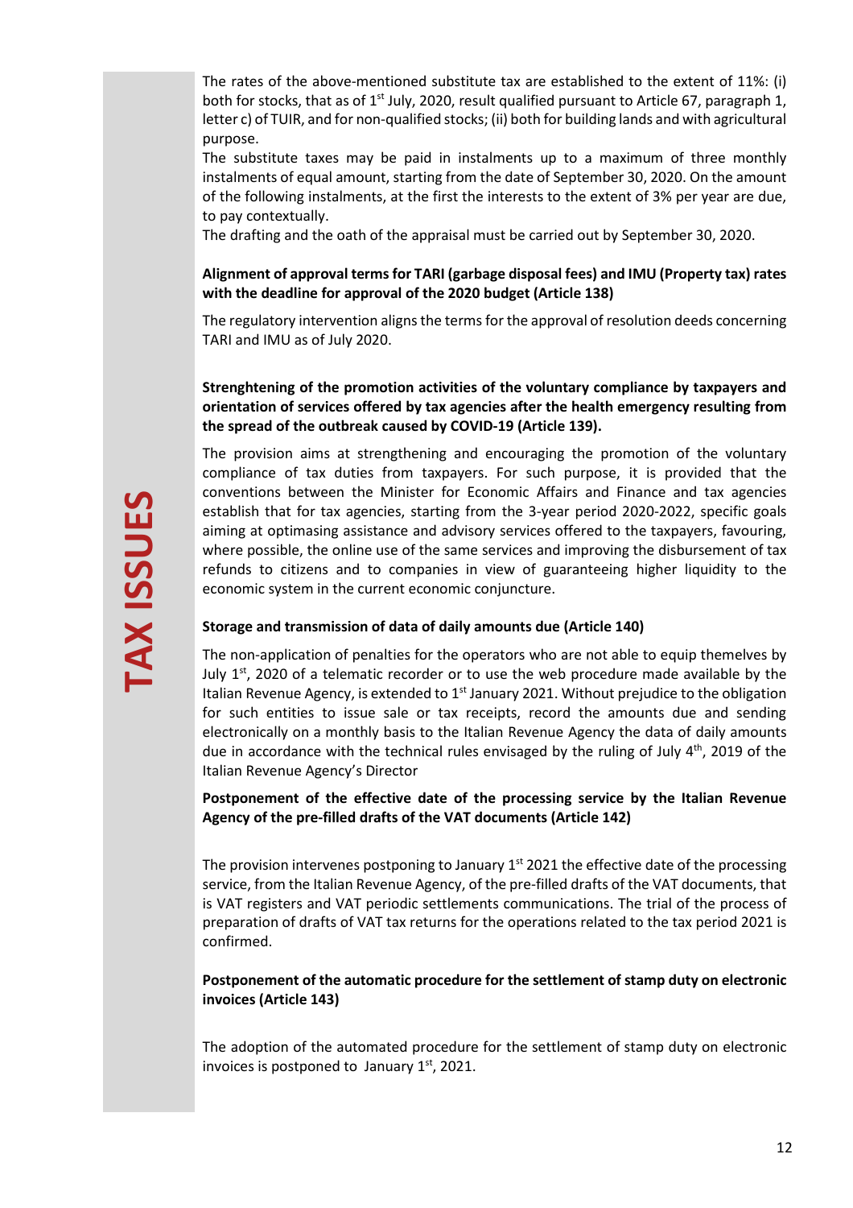The rates of the above-mentioned substitute tax are established to the extent of 11%: (i) both for stocks, that as of 1st July, 2020, result qualified pursuant to Article 67, paragraph 1, letter c) of TUIR, and for non-qualified stocks; (ii) both for building lands and with agricultural purpose.

The substitute taxes may be paid in instalments up to a maximum of three monthly instalments of equal amount, starting from the date of September 30, 2020. On the amount of the following instalments, at the first the interests to the extent of 3% per year are due, to pay contextually.

The drafting and the oath of the appraisal must be carried out by September 30, 2020.

**Alignment of approval terms for TARI (garbage disposal fees) and IMU (Property tax) rates with the deadline for approval of the 2020 budget (Article 138)**

The regulatory intervention aligns the terms for the approval of resolution deeds concerning TARI and IMU as of July 2020.

**Strenghtening of the promotion activities of the voluntary compliance by taxpayers and orientation of services offered by tax agencies after the health emergency resulting from the spread of the outbreak caused by COVID-19 (Article 139).**

The provision aims at strengthening and encouraging the promotion of the voluntary compliance of tax duties from taxpayers. For such purpose, it is provided that the conventions between the Minister for Economic Affairs and Finance and tax agencies establish that for tax agencies, starting from the 3-year period 2020-2022, specific goals aiming at optimasing assistance and advisory services offered to the taxpayers, favouring, where possible, the online use of the same services and improving the disbursement of tax refunds to citizens and to companies in view of guaranteeing higher liquidity to the economic system in the current economic conjuncture.

**Storage and transmission of data of daily amounts due (Article 140)**

The non-application of penalties for the operators who are not able to equip themelves by July 1st, 2020 of a telematic recorder or to use the web procedure made available by the Italian Revenue Agency, is extended to 1st January 2021. Without prejudice to the obligation for such entities to issue sale or tax receipts, record the amounts due and sending electronically on a monthly basis to the Italian Revenue Agency the data of daily amounts due in accordance with the technical rules envisaged by the ruling of July 4th, 2019 of the Italian Revenue Agency's Director

**Postponement of the effective date of the processing service by the Italian Revenue Agency of the pre-filled drafts of the VAT documents (Article 142)**

The provision intervenes postponing to January 1st 2021 the effective date of the processing service, from the Italian Revenue Agency, of the pre-filled drafts of the VAT documents, that is VAT registers and VAT periodic settlements communications. The trial of the process of preparation of drafts of VAT tax returns for the operations related to the tax period 2021 is confirmed.

**Postponement of the automatic procedure for the settlement of stamp duty on electronic invoices (Article 143)**

The adoption of the automated procedure for the settlement of stamp duty on electronic invoices is postponed to January 1st, 2021.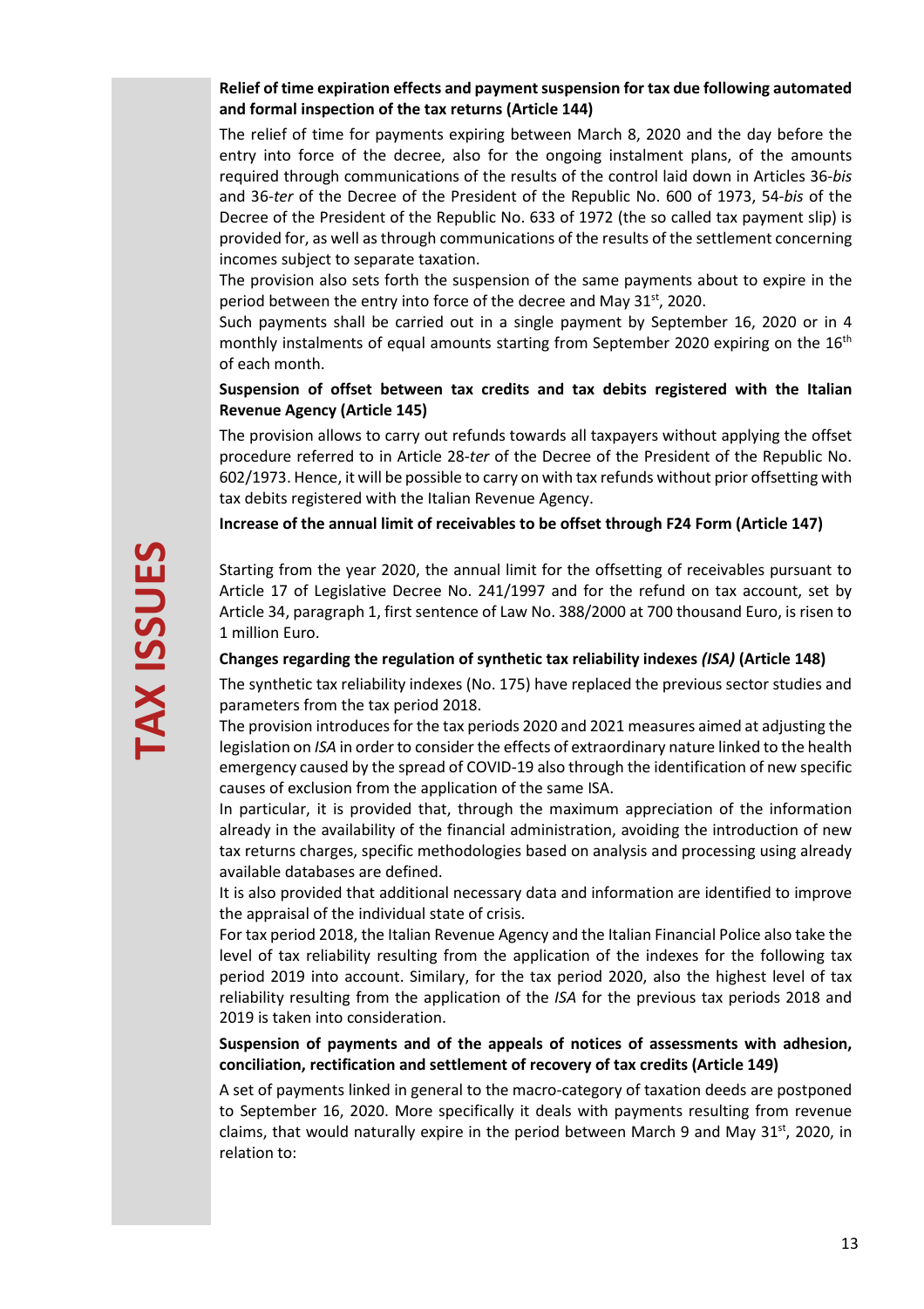**Relief of time expiration effects and payment suspension for tax due following automated and formal inspection of the tax returns (Article 144)**

The relief of time for payments expiring between March 8, 2020 and the day before the entry into force of the decree, also for the ongoing instalment plans, of the amounts required through communications of the results of the control laid down in Articles 36-*bis* and 36-*ter* of the Decree of the President of the Republic No. 600 of 1973, 54-*bis* of the Decree of the President of the Republic No. 633 of 1972 (the so called tax payment slip) is provided for, as well as through communications of the results of the settlement concerning incomes subject to separate taxation.

The provision also sets forth the suspension of the same payments about to expire in the period between the entry into force of the decree and May 31st, 2020.

Such payments shall be carried out in a single payment by September 16, 2020 or in 4 monthly instalments of equal amounts starting from September 2020 expiring on the 16th of each month.

**Suspension of offset between tax credits and tax debits registered with the Italian Revenue Agency (Article 145)**

The provision allows to carry out refunds towards all taxpayers without applying the offset procedure referred to in Article 28-*ter* of the Decree of the President of the Republic No. 602/1973. Hence, it will be possible to carry on with tax refunds without prior offsetting with tax debits registered with the Italian Revenue Agency.

**Increase of the annual limit of receivables to be offset through F24 Form (Article 147)**

Starting from the year 2020, the annual limit for the offsetting of receivables pursuant to Article 17 of Legislative Decree No. 241/1997 and for the refund on tax account, set by Article 34, paragraph 1, first sentence of Law No. 388/2000 at 700 thousand Euro, is risen to 1 million Euro.

**Changes regarding the regulation of synthetic tax reliability indexes *(ISA)* (Article 148)**

The synthetic tax reliability indexes (No. 175) have replaced the previous sector studies and parameters from the tax period 2018.

The provision introduces for the tax periods 2020 and 2021 measures aimed at adjusting the legislation on *ISA* in order to consider the effects of extraordinary nature linked to the health emergency caused by the spread of COVID-19 also through the identification of new specific causes of exclusion from the application of the same ISA.

In particular, it is provided that, through the maximum appreciation of the information already in the availability of the financial administration, avoiding the introduction of new tax returns charges, specific methodologies based on analysis and processing using already available databases are defined.

It is also provided that additional necessary data and information are identified to improve the appraisal of the individual state of crisis.

For tax period 2018, the Italian Revenue Agency and the Italian Financial Police also take the level of tax reliability resulting from the application of the indexes for the following tax period 2019 into account. Similary, for the tax period 2020, also the highest level of tax reliability resulting from the application of the *ISA* for the previous tax periods 2018 and 2019 is taken into consideration.

**Suspension of payments and of the appeals of notices of assessments with adhesion, conciliation, rectification and settlement of recovery of tax credits (Article 149)**

A set of payments linked in general to the macro-category of taxation deeds are postponed to September 16, 2020. More specifically it deals with payments resulting from revenue claims, that would naturally expire in the period between March 9 and May 31st, 2020, in relation to: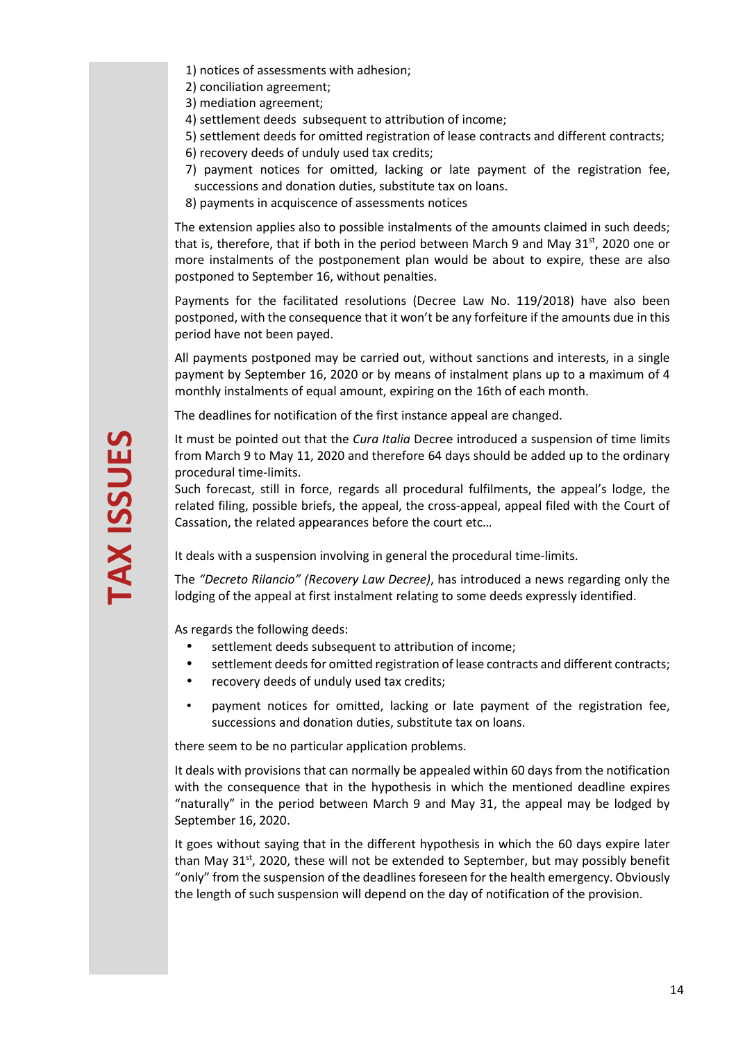1) notices of assessments with adhesion;
2) conciliation agreement;
3) mediation agreement;
4) settlement deeds subsequent to attribution of income;
5) settlement deeds for omitted registration of lease contracts and different contracts;
6) recovery deeds of unduly used tax credits;
7) payment notices for omitted, lacking or late payment of the registration fee, successions and donation duties, substitute tax on loans.
8) payments in acquiscence of assessments notices

The extension applies also to possible instalments of the amounts claimed in such deeds; that is, therefore, that if both in the period between March 9 and May 31st, 2020 one or more instalments of the postponement plan would be about to expire, these are also postponed to September 16, without penalties.

Payments for the facilitated resolutions (Decree Law No. 119/2018) have also been postponed, with the consequence that it won't be any forfeiture if the amounts due in this period have not been payed.

All payments postponed may be carried out, without sanctions and interests, in a single payment by September 16, 2020 or by means of instalment plans up to a maximum of 4 monthly instalments of equal amount, expiring on the 16th of each month.

The deadlines for notification of the first instance appeal are changed.

It must be pointed out that the *Cura Italia* Decree introduced a suspension of time limits from March 9 to May 11, 2020 and therefore 64 days should be added up to the ordinary procedural time-limits.
Such forecast, still in force, regards all procedural fulfilments, the appeal's lodge, the related filing, possible briefs, the appeal, the cross-appeal, appeal filed with the Court of Cassation, the related appearances before the court etc…

It deals with a suspension involving in general the procedural time-limits.

The *"Decreto Rilancio" (Recovery Law Decree)*, has introduced a news regarding only the lodging of the appeal at first instalment relating to some deeds expressly identified.

As regards the following deeds:

- settlement deeds subsequent to attribution of income;
- settlement deeds for omitted registration of lease contracts and different contracts;
- recovery deeds of unduly used tax credits;
- payment notices for omitted, lacking or late payment of the registration fee, successions and donation duties, substitute tax on loans.

there seem to be no particular application problems.

It deals with provisions that can normally be appealed within 60 days from the notification with the consequence that in the hypothesis in which the mentioned deadline expires "naturally" in the period between March 9 and May 31, the appeal may be lodged by September 16, 2020.

It goes without saying that in the different hypothesis in which the 60 days expire later than May 31st, 2020, these will not be extended to September, but may possibly benefit "only" from the suspension of the deadlines foreseen for the health emergency. Obviously the length of such suspension will depend on the day of notification of the provision.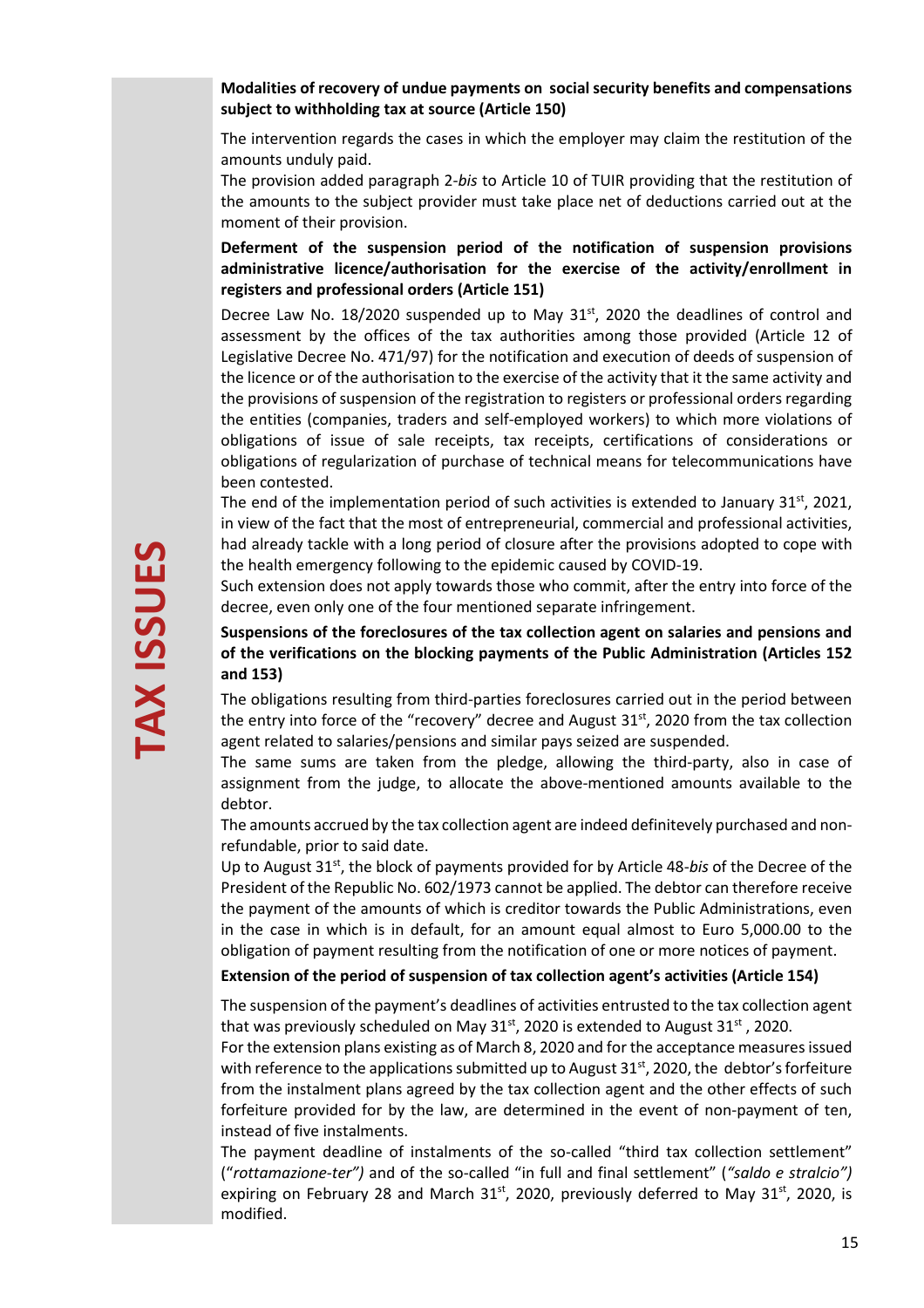**Modalities of recovery of undue payments on social security benefits and compensations subject to withholding tax at source (Article 150)**

The intervention regards the cases in which the employer may claim the restitution of the amounts unduly paid.

The provision added paragraph 2-*bis* to Article 10 of TUIR providing that the restitution of the amounts to the subject provider must take place net of deductions carried out at the moment of their provision.

**Deferment of the suspension period of the notification of suspension provisions administrative licence/authorisation for the exercise of the activity/enrollment in registers and professional orders (Article 151)**

Decree Law No. 18/2020 suspended up to May 31st, 2020 the deadlines of control and assessment by the offices of the tax authorities among those provided (Article 12 of Legislative Decree No. 471/97) for the notification and execution of deeds of suspension of the licence or of the authorisation to the exercise of the activity that it the same activity and the provisions of suspension of the registration to registers or professional orders regarding the entities (companies, traders and self-employed workers) to which more violations of obligations of issue of sale receipts, tax receipts, certifications of considerations or obligations of regularization of purchase of technical means for telecommunications have been contested.

The end of the implementation period of such activities is extended to January 31st, 2021, in view of the fact that the most of entrepreneurial, commercial and professional activities, had already tackle with a long period of closure after the provisions adopted to cope with the health emergency following to the epidemic caused by COVID-19.

Such extension does not apply towards those who commit, after the entry into force of the decree, even only one of the four mentioned separate infringement.

**Suspensions of the foreclosures of the tax collection agent on salaries and pensions and of the verifications on the blocking payments of the Public Administration (Articles 152 and 153)**

The obligations resulting from third-parties foreclosures carried out in the period between the entry into force of the "recovery" decree and August 31st, 2020 from the tax collection agent related to salaries/pensions and similar pays seized are suspended.

The same sums are taken from the pledge, allowing the third-party, also in case of assignment from the judge, to allocate the above-mentioned amounts available to the debtor.

The amounts accrued by the tax collection agent are indeed definitevely purchased and non-refundable, prior to said date.

Up to August 31st, the block of payments provided for by Article 48-*bis* of the Decree of the President of the Republic No. 602/1973 cannot be applied. The debtor can therefore receive the payment of the amounts of which is creditor towards the Public Administrations, even in the case in which is in default, for an amount equal almost to Euro 5,000.00 to the obligation of payment resulting from the notification of one or more notices of payment.

**Extension of the period of suspension of tax collection agent's activities (Article 154)**

The suspension of the payment's deadlines of activities entrusted to the tax collection agent that was previously scheduled on May 31st, 2020 is extended to August 31st , 2020.

For the extension plans existing as of March 8, 2020 and for the acceptance measures issued with reference to the applications submitted up to August 31st, 2020, the debtor's forfeiture from the instalment plans agreed by the tax collection agent and the other effects of such forfeiture provided for by the law, are determined in the event of non-payment of ten, instead of five instalments.

The payment deadline of instalments of the so-called "third tax collection settlement" ("*rottamazione-ter")* and of the so-called "in full and final settlement" (*"saldo e stralcio")* expiring on February 28 and March 31st, 2020, previously deferred to May 31st, 2020, is modified.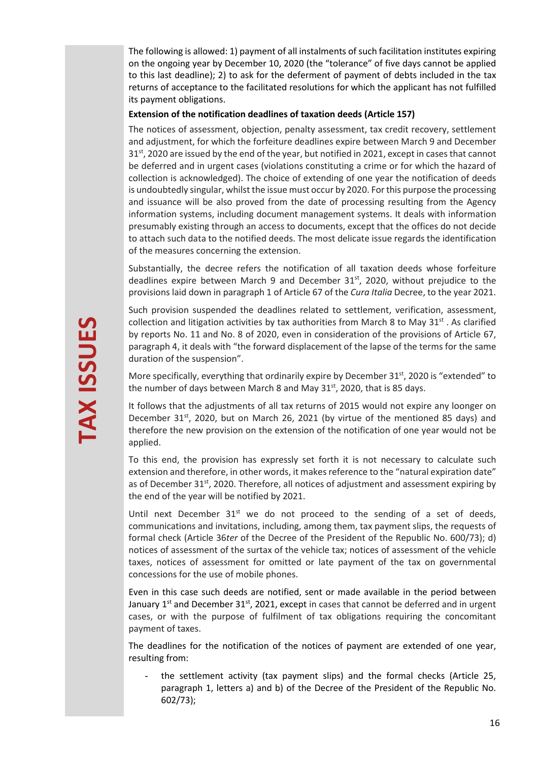The following is allowed: 1) payment of all instalments of such facilitation institutes expiring on the ongoing year by December 10, 2020 (the "tolerance" of five days cannot be applied to this last deadline); 2) to ask for the deferment of payment of debts included in the tax returns of acceptance to the facilitated resolutions for which the applicant has not fulfilled its payment obligations.

**Extension of the notification deadlines of taxation deeds (Article 157)**

The notices of assessment, objection, penalty assessment, tax credit recovery, settlement and adjustment, for which the forfeiture deadlines expire between March 9 and December 31st, 2020 are issued by the end of the year, but notified in 2021, except in cases that cannot be deferred and in urgent cases (violations constituting a crime or for which the hazard of collection is acknowledged). The choice of extending of one year the notification of deeds is undoubtedly singular, whilst the issue must occur by 2020. For this purpose the processing and issuance will be also proved from the date of processing resulting from the Agency information systems, including document management systems. It deals with information presumably existing through an access to documents, except that the offices do not decide to attach such data to the notified deeds. The most delicate issue regards the identification of the measures concerning the extension.

Substantially, the decree refers the notification of all taxation deeds whose forfeiture deadlines expire between March 9 and December 31st, 2020, without prejudice to the provisions laid down in paragraph 1 of Article 67 of the *Cura Italia* Decree, to the year 2021.

Such provision suspended the deadlines related to settlement, verification, assessment, collection and litigation activities by tax authorities from March 8 to May 31st. As clarified by reports No. 11 and No. 8 of 2020, even in consideration of the provisions of Article 67, paragraph 4, it deals with "the forward displacement of the lapse of the terms for the same duration of the suspension".

More specifically, everything that ordinarily expire by December 31st, 2020 is "extended" to the number of days between March 8 and May 31st, 2020, that is 85 days.

It follows that the adjustments of all tax returns of 2015 would not expire any looonger on December 31st, 2020, but on March 26, 2021 (by virtue of the mentioned 85 days) and therefore the new provision on the extension of the notification of one year would not be applied.

To this end, the provision has expressly set forth it is not necessary to calculate such extension and therefore, in other words, it makes reference to the "natural expiration date" as of December 31st, 2020. Therefore, all notices of adjustment and assessment expiring by the end of the year will be notified by 2021.

Until next December 31st we do not proceed to the sending of a set of deeds, communications and invitations, including, among them, tax payment slips, the requests of formal check (Article 36*ter* of the Decree of the President of the Republic No. 600/73); d) notices of assessment of the surtax of the vehicle tax; notices of assessment of the vehicle taxes, notices of assessment for omitted or late payment of the tax on governmental concessions for the use of mobile phones.

Even in this case such deeds are notified, sent or made available in the period between January 1st and December 31st, 2021, except in cases that cannot be deferred and in urgent cases, or with the purpose of fulfilment of tax obligations requiring the concomitant payment of taxes.

The deadlines for the notification of the notices of payment are extended of one year, resulting from:

- the settlement activity (tax payment slips) and the formal checks (Article 25, paragraph 1, letters a) and b) of the Decree of the President of the Republic No. 602/73);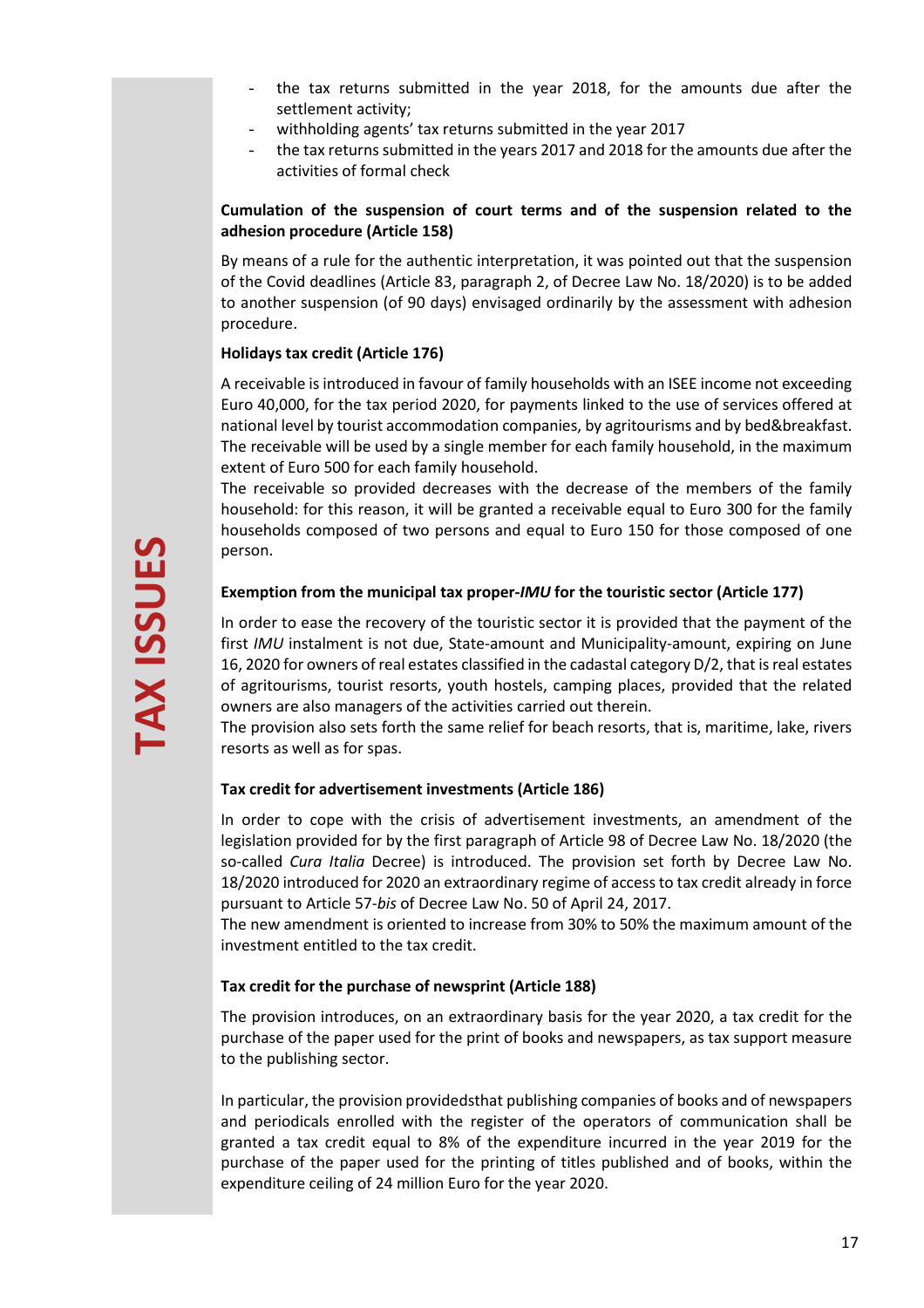- the tax returns submitted in the year 2018, for the amounts due after the settlement activity;
- withholding agents' tax returns submitted in the year 2017
- the tax returns submitted in the years 2017 and 2018 for the amounts due after the activities of formal check

**Cumulation of the suspension of court terms and of the suspension related to the adhesion procedure (Article 158)**

By means of a rule for the authentic interpretation, it was pointed out that the suspension of the Covid deadlines (Article 83, paragraph 2, of Decree Law No. 18/2020) is to be added to another suspension (of 90 days) envisaged ordinarily by the assessment with adhesion procedure.

**Holidays tax credit (Article 176)**

A receivable is introduced in favour of family households with an ISEE income not exceeding Euro 40,000, for the tax period 2020, for payments linked to the use of services offered at national level by tourist accommodation companies, by agritourisms and by bed&breakfast. The receivable will be used by a single member for each family household, in the maximum extent of Euro 500 for each family household.
The receivable so provided decreases with the decrease of the members of the family household: for this reason, it will be granted a receivable equal to Euro 300 for the family households composed of two persons and equal to Euro 150 for those composed of one person.

**Exemption from the municipal tax proper-*IMU* for the touristic sector (Article 177)**

In order to ease the recovery of the touristic sector it is provided that the payment of the first *IMU* instalment is not due, State-amount and Municipality-amount, expiring on June 16, 2020 for owners of real estates classified in the cadastal category D/2, that is real estates of agritourisms, tourist resorts, youth hostels, camping places, provided that the related owners are also managers of the activities carried out therein.
The provision also sets forth the same relief for beach resorts, that is, maritime, lake, rivers resorts as well as for spas.

**Tax credit for advertisement investments (Article 186)**

In order to cope with the crisis of advertisement investments, an amendment of the legislation provided for by the first paragraph of Article 98 of Decree Law No. 18/2020 (the so-called *Cura Italia* Decree) is introduced. The provision set forth by Decree Law No. 18/2020 introduced for 2020 an extraordinary regime of access to tax credit already in force pursuant to Article 57-*bis* of Decree Law No. 50 of April 24, 2017.
The new amendment is oriented to increase from 30% to 50% the maximum amount of the investment entitled to the tax credit.

**Tax credit for the purchase of newsprint (Article 188)**

The provision introduces, on an extraordinary basis for the year 2020, a tax credit for the purchase of the paper used for the print of books and newspapers, as tax support measure to the publishing sector.

In particular, the provision providedsthat publishing companies of books and of newspapers and periodicals enrolled with the register of the operators of communication shall be granted a tax credit equal to 8% of the expenditure incurred in the year 2019 for the purchase of the paper used for the printing of titles published and of books, within the expenditure ceiling of 24 million Euro for the year 2020.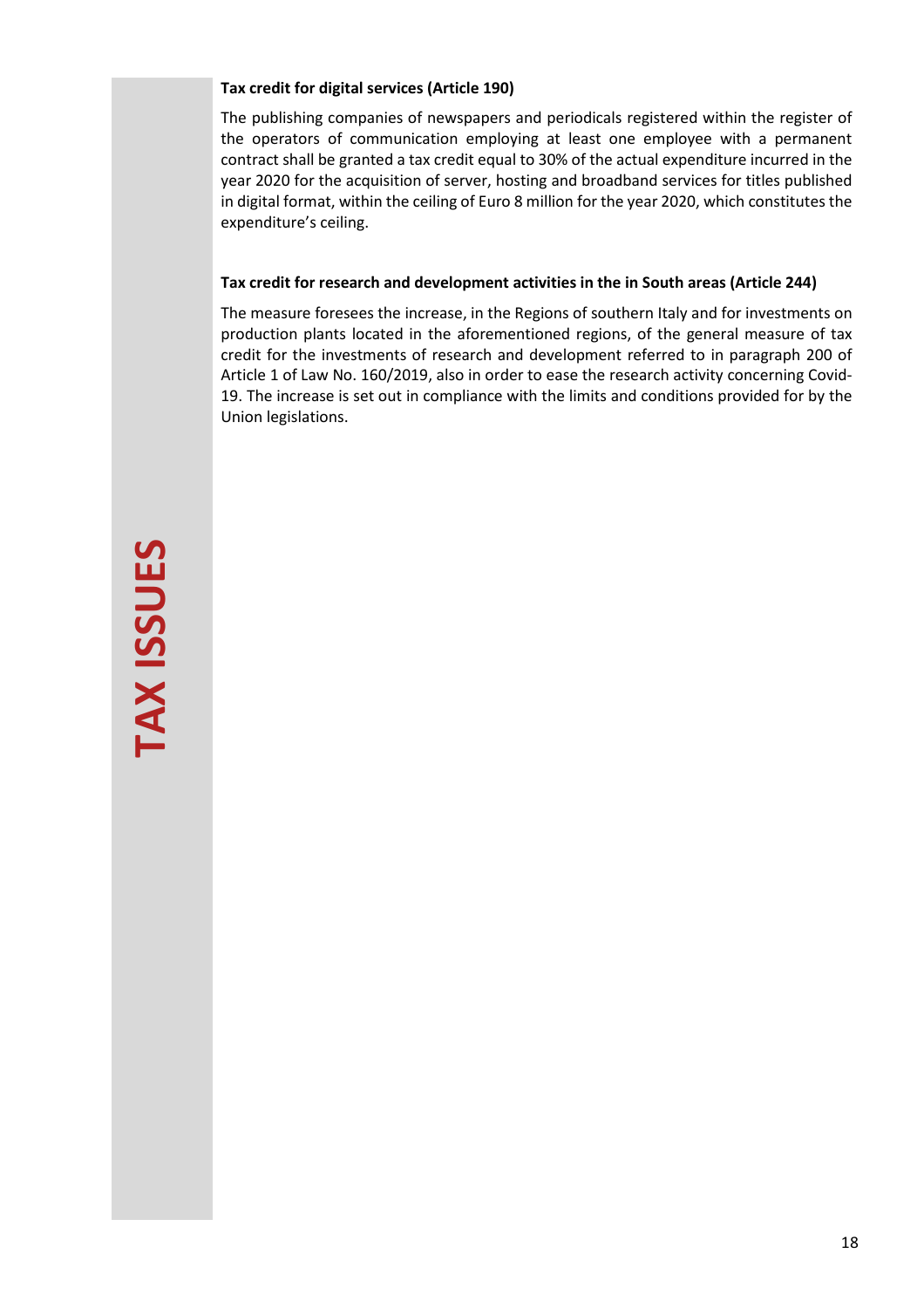**Tax credit for digital services (Article 190)**

The publishing companies of newspapers and periodicals registered within the register of the operators of communication employing at least one employee with a permanent contract shall be granted a tax credit equal to 30% of the actual expenditure incurred in the year 2020 for the acquisition of server, hosting and broadband services for titles published in digital format, within the ceiling of Euro 8 million for the year 2020, which constitutes the expenditure's ceiling.

**Tax credit for research and development activities in the in South areas (Article 244)**

The measure foresees the increase, in the Regions of southern Italy and for investments on production plants located in the aforementioned regions, of the general measure of tax credit for the investments of research and development referred to in paragraph 200 of Article 1 of Law No. 160/2019, also in order to ease the research activity concerning Covid-19. The increase is set out in compliance with the limits and conditions provided for by the Union legislations.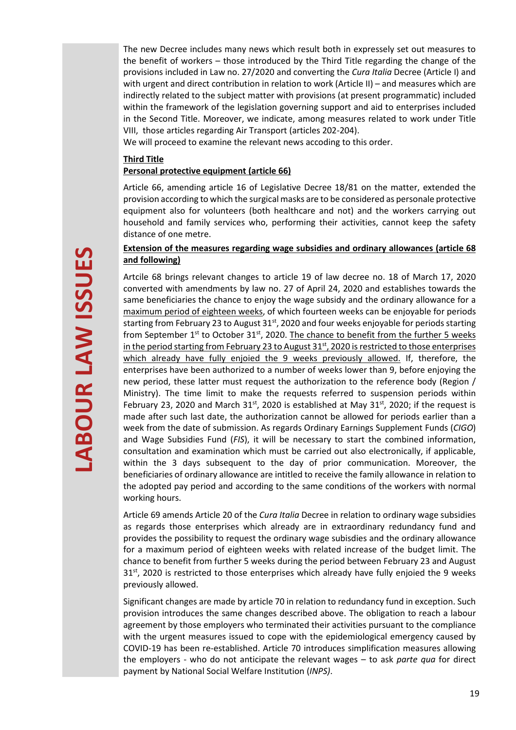The new Decree includes many news which result both in expressely set out measures to the benefit of workers – those introduced by the Third Title regarding the change of the provisions included in Law no. 27/2020 and converting the *Cura Italia* Decree (Article I) and with urgent and direct contribution in relation to work (Article II) – and measures which are indirectly related to the subject matter with provisions (at present programmatic) included within the framework of the legislation governing support and aid to enterprises included in the Second Title. Moreover, we indicate, among measures related to work under Title VIII, those articles regarding Air Transport (articles 202-204).
We will proceed to examine the relevant news accoding to this order.

**Third Title**

**Personal protective equipment (article 66)**

Article 66, amending article 16 of Legislative Decree 18/81 on the matter, extended the provision according to which the surgical masks are to be considered as personale protective equipment also for volunteers (both healthcare and not) and the workers carrying out household and family services who, performing their activities, cannot keep the safety distance of one metre.

**Extension of the measures regarding wage subsidies and ordinary allowances (article 68 and following)**

Artcile 68 brings relevant changes to article 19 of law decree no. 18 of March 17, 2020 converted with amendments by law no. 27 of April 24, 2020 and establishes towards the same beneficiaries the chance to enjoy the wage subsidy and the ordinary allowance for a maximum period of eighteen weeks, of which fourteen weeks can be enjoyable for periods starting from February 23 to August 31st, 2020 and four weeks enjoyable for periods starting from September 1st to October 31st, 2020. The chance to benefit from the further 5 weeks in the period starting from February 23 to August 31st, 2020 is restricted to those enterprises which already have fully enjoied the 9 weeks previously allowed. If, therefore, the enterprises have been authorized to a number of weeks lower than 9, before enjoying the new period, these latter must request the authorization to the reference body (Region / Ministry). The time limit to make the requests referred to suspension periods within February 23, 2020 and March 31st, 2020 is established at May 31st, 2020; if the request is made after such last date, the authorization cannot be allowed for periods earlier than a week from the date of submission. As regards Ordinary Earnings Supplement Funds (*CIGO*) and Wage Subsidies Fund (*FIS*), it will be necessary to start the combined information, consultation and examination which must be carried out also electronically, if applicable, within the 3 days subsequent to the day of prior communication. Moreover, the beneficiaries of ordinary allowance are intitled to receive the family allowance in relation to the adopted pay period and according to the same conditions of the workers with normal working hours.

Article 69 amends Article 20 of the *Cura Italia* Decree in relation to ordinary wage subsidies as regards those enterprises which already are in extraordinary redundancy fund and provides the possibility to request the ordinary wage subisdies and the ordinary allowance for a maximum period of eighteen weeks with related increase of the budget limit. The chance to benefit from further 5 weeks during the period between February 23 and August 31st, 2020 is restricted to those enterprises which already have fully enjoied the 9 weeks previously allowed.

Significant changes are made by article 70 in relation to redundancy fund in exception. Such provision introduces the same changes described above. The obligation to reach a labour agreement by those employers who terminated their activities pursuant to the compliance with the urgent measures issued to cope with the epidemiological emergency caused by COVID-19 has been re-established. Article 70 introduces simplification measures allowing the employers - who do not anticipate the relevant wages – to ask *parte qua* for direct payment by National Social Welfare Institution (*INPS)*.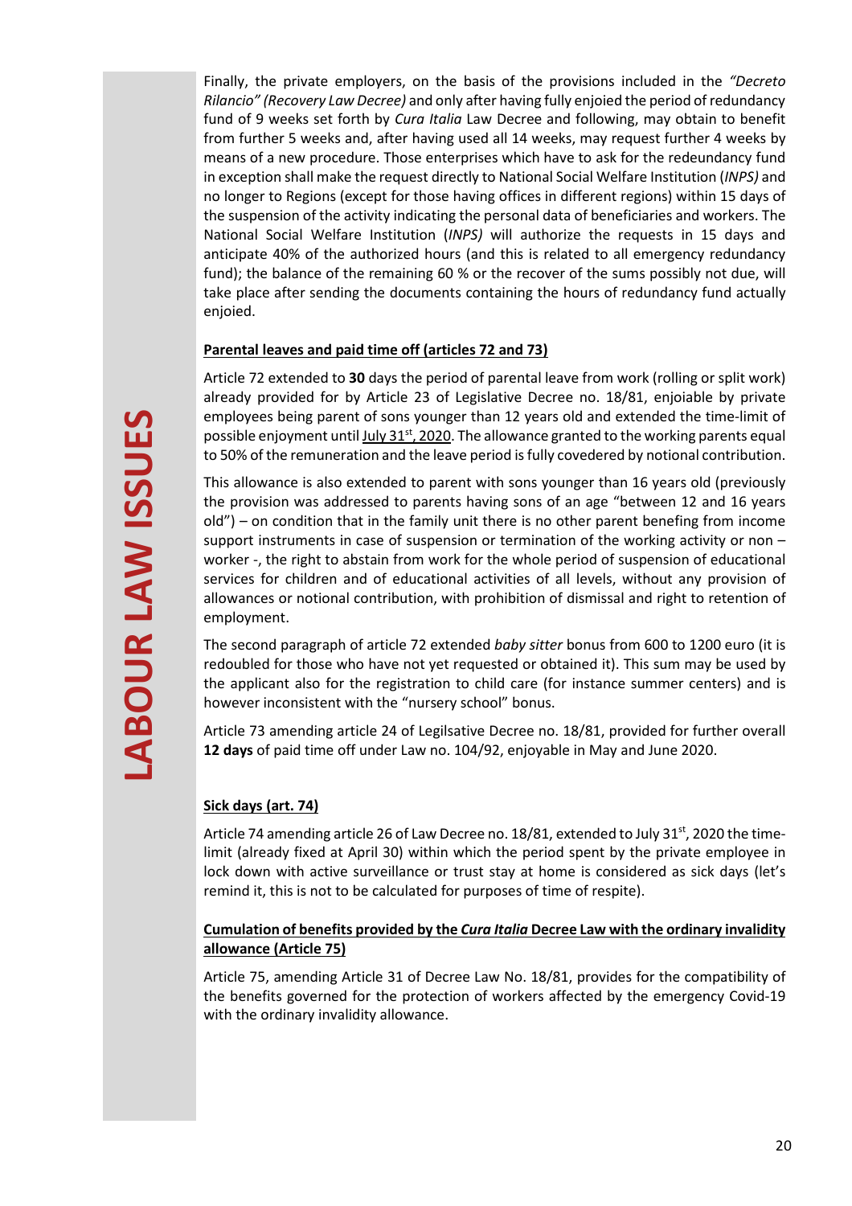Finally, the private employers, on the basis of the provisions included in the *"Decreto Rilancio" (Recovery Law Decree)* and only after having fully enjoied the period of redundancy fund of 9 weeks set forth by *Cura Italia* Law Decree and following, may obtain to benefit from further 5 weeks and, after having used all 14 weeks, may request further 4 weeks by means of a new procedure. Those enterprises which have to ask for the redeundancy fund in exception shall make the request directly to National Social Welfare Institution (*INPS)* and no longer to Regions (except for those having offices in different regions) within 15 days of the suspension of the activity indicating the personal data of beneficiaries and workers. The National Social Welfare Institution (*INPS)* will authorize the requests in 15 days and anticipate 40% of the authorized hours (and this is related to all emergency redundancy fund); the balance of the remaining 60 % or the recover of the sums possibly not due, will take place after sending the documents containing the hours of redundancy fund actually enjoied.

**Parental leaves and paid time off (articles 72 and 73)**

Article 72 extended to **30** days the period of parental leave from work (rolling or split work) already provided for by Article 23 of Legislative Decree no. 18/81, enjoiable by private employees being parent of sons younger than 12 years old and extended the time-limit of possible enjoyment until July 31st, 2020. The allowance granted to the working parents equal to 50% of the remuneration and the leave period is fully covedered by notional contribution.

This allowance is also extended to parent with sons younger than 16 years old (previously the provision was addressed to parents having sons of an age "between 12 and 16 years old") – on condition that in the family unit there is no other parent benefing from income support instruments in case of suspension or termination of the working activity or non – worker -, the right to abstain from work for the whole period of suspension of educational services for children and of educational activities of all levels, without any provision of allowances or notional contribution, with prohibition of dismissal and right to retention of employment.

The second paragraph of article 72 extended *baby sitter* bonus from 600 to 1200 euro (it is redoubled for those who have not yet requested or obtained it). This sum may be used by the applicant also for the registration to child care (for instance summer centers) and is however inconsistent with the "nursery school" bonus.

Article 73 amending article 24 of Legilsative Decree no. 18/81, provided for further overall **12 days** of paid time off under Law no. 104/92, enjoyable in May and June 2020.

**Sick days (art. 74)**

Article 74 amending article 26 of Law Decree no. 18/81, extended to July 31st, 2020 the time-limit (already fixed at April 30) within which the period spent by the private employee in lock down with active surveillance or trust stay at home is considered as sick days (let's remind it, this is not to be calculated for purposes of time of respite).

**Cumulation of benefits provided by the *Cura Italia* Decree Law with the ordinary invalidity allowance (Article 75)**

Article 75, amending Article 31 of Decree Law No. 18/81, provides for the compatibility of the benefits governed for the protection of workers affected by the emergency Covid-19 with the ordinary invalidity allowance.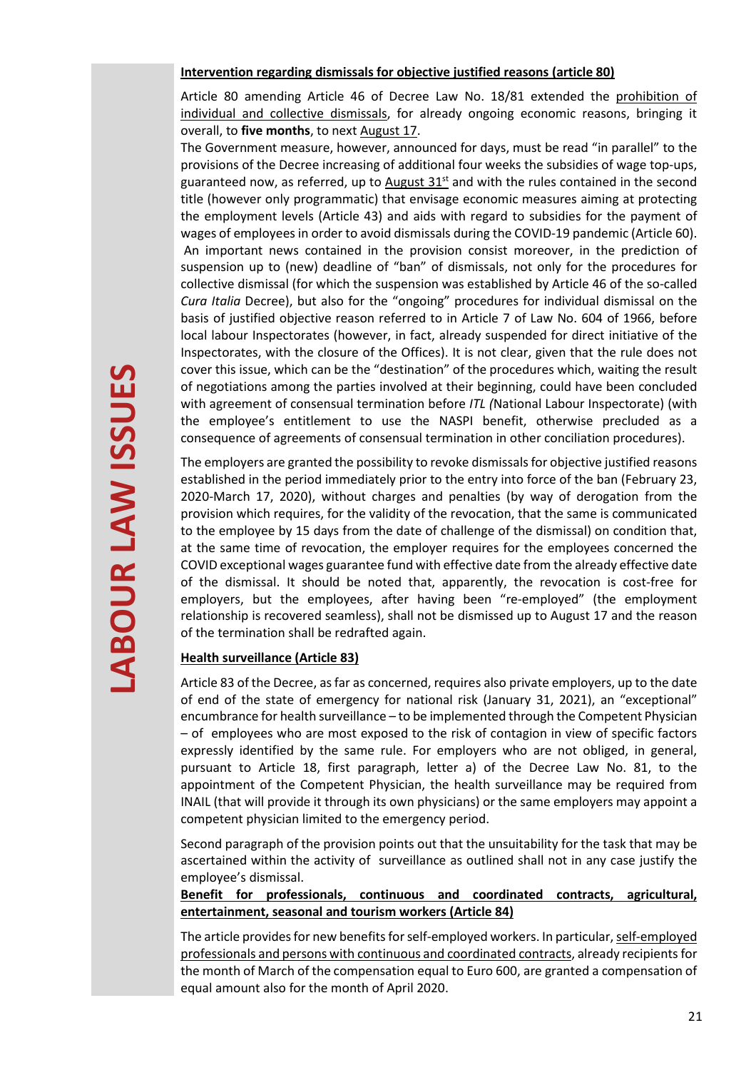**Intervention regarding dismissals for objective justified reasons (article 80)**

Article 80 amending Article 46 of Decree Law No. 18/81 extended the prohibition of individual and collective dismissals, for already ongoing economic reasons, bringing it overall, to **five months**, to next August 17.

The Government measure, however, announced for days, must be read "in parallel" to the provisions of the Decree increasing of additional four weeks the subsidies of wage top-ups, guaranteed now, as referred, up to August 31[st] and with the rules contained in the second title (however only programmatic) that envisage economic measures aiming at protecting the employment levels (Article 43) and aids with regard to subsidies for the payment of wages of employees in order to avoid dismissals during the COVID-19 pandemic (Article 60). An important news contained in the provision consist moreover, in the prediction of suspension up to (new) deadline of "ban" of dismissals, not only for the procedures for collective dismissal (for which the suspension was established by Article 46 of the so-called *Cura Italia* Decree), but also for the "ongoing" procedures for individual dismissal on the basis of justified objective reason referred to in Article 7 of Law No. 604 of 1966, before local labour Inspectorates (however, in fact, already suspended for direct initiative of the Inspectorates, with the closure of the Offices). It is not clear, given that the rule does not cover this issue, which can be the "destination" of the procedures which, waiting the result of negotiations among the parties involved at their beginning, could have been concluded with agreement of consensual termination before *ITL (*National Labour Inspectorate) (with the employee's entitlement to use the NASPI benefit, otherwise precluded as a consequence of agreements of consensual termination in other conciliation procedures).

The employers are granted the possibility to revoke dismissals for objective justified reasons established in the period immediately prior to the entry into force of the ban (February 23, 2020-March 17, 2020), without charges and penalties (by way of derogation from the provision which requires, for the validity of the revocation, that the same is communicated to the employee by 15 days from the date of challenge of the dismissal) on condition that, at the same time of revocation, the employer requires for the employees concerned the COVID exceptional wages guarantee fund with effective date from the already effective date of the dismissal. It should be noted that, apparently, the revocation is cost-free for employers, but the employees, after having been "re-employed" (the employment relationship is recovered seamless), shall not be dismissed up to August 17 and the reason of the termination shall be redrafted again.

**Health surveillance (Article 83)**

Article 83 of the Decree, as far as concerned, requires also private employers, up to the date of end of the state of emergency for national risk (January 31, 2021), an "exceptional" encumbrance for health surveillance – to be implemented through the Competent Physician – of employees who are most exposed to the risk of contagion in view of specific factors expressly identified by the same rule. For employers who are not obliged, in general, pursuant to Article 18, first paragraph, letter a) of the Decree Law No. 81, to the appointment of the Competent Physician, the health surveillance may be required from INAIL (that will provide it through its own physicians) or the same employers may appoint a competent physician limited to the emergency period.

Second paragraph of the provision points out that the unsuitability for the task that may be ascertained within the activity of surveillance as outlined shall not in any case justify the employee's dismissal.

**Benefit for professionals, continuous and coordinated contracts, agricultural, entertainment, seasonal and tourism workers (Article 84)**

The article provides for new benefits for self-employed workers. In particular, self-employed professionals and persons with continuous and coordinated contracts, already recipients for the month of March of the compensation equal to Euro 600, are granted a compensation of equal amount also for the month of April 2020.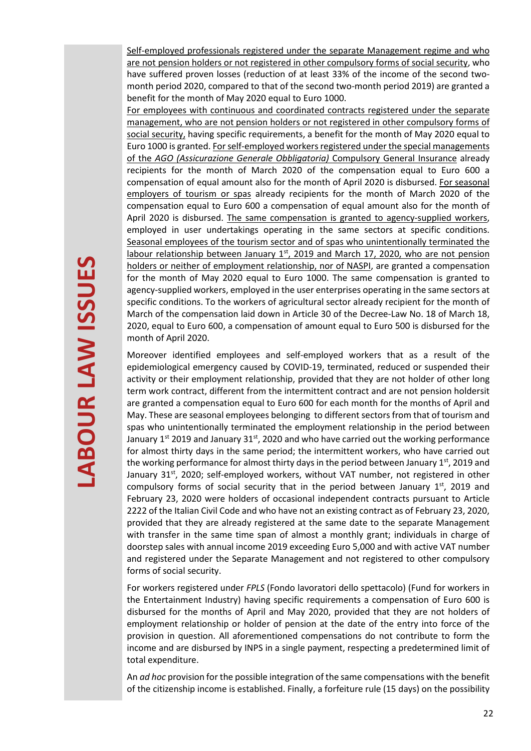Self-employed professionals registered under the separate Management regime and who are not pension holders or not registered in other compulsory forms of social security, who have suffered proven losses (reduction of at least 33% of the income of the second two-month period 2020, compared to that of the second two-month period 2019) are granted a benefit for the month of May 2020 equal to Euro 1000.
For employees with continuous and coordinated contracts registered under the separate management, who are not pension holders or not registered in other compulsory forms of social security, having specific requirements, a benefit for the month of May 2020 equal to Euro 1000 is granted. For self-employed workers registered under the special managements of the *AGO (Assicurazione Generale Obbligatoria)* Compulsory General Insurance already recipients for the month of March 2020 of the compensation equal to Euro 600 a compensation of equal amount also for the month of April 2020 is disbursed. For seasonal employers of tourism or spas already recipients for the month of March 2020 of the compensation equal to Euro 600 a compensation of equal amount also for the month of April 2020 is disbursed. The same compensation is granted to agency-supplied workers, employed in user undertakings operating in the same sectors at specific conditions. Seasonal employees of the tourism sector and of spas who unintentionally terminated the labour relationship between January 1st, 2019 and March 17, 2020, who are not pension holders or neither of employment relationship, nor of NASPI, are granted a compensation for the month of May 2020 equal to Euro 1000. The same compensation is granted to agency-supplied workers, employed in the user enterprises operating in the same sectors at specific conditions. To the workers of agricultural sector already recipient for the month of March of the compensation laid down in Article 30 of the Decree-Law No. 18 of March 18, 2020, equal to Euro 600, a compensation of amount equal to Euro 500 is disbursed for the month of April 2020.

Moreover identified employees and self-employed workers that as a result of the epidemiological emergency caused by COVID-19, terminated, reduced or suspended their activity or their employment relationship, provided that they are not holder of other long term work contract, different from the intermittent contract and are not pension holdersit are granted a compensation equal to Euro 600 for each month for the months of April and May. These are seasonal employees belonging to different sectors from that of tourism and spas who unintentionally terminated the employment relationship in the period between January 1st 2019 and January 31st, 2020 and who have carried out the working performance for almost thirty days in the same period; the intermittent workers, who have carried out the working performance for almost thirty days in the period between January 1st, 2019 and January 31st, 2020; self-employed workers, without VAT number, not registered in other compulsory forms of social security that in the period between January 1st, 2019 and February 23, 2020 were holders of occasional independent contracts pursuant to Article 2222 of the Italian Civil Code and who have not an existing contract as of February 23, 2020, provided that they are already registered at the same date to the separate Management with transfer in the same time span of almost a monthly grant; individuals in charge of doorstep sales with annual income 2019 exceeding Euro 5,000 and with active VAT number and registered under the Separate Management and not registered to other compulsory forms of social security.

For workers registered under *FPLS* (Fondo lavoratori dello spettacolo) (Fund for workers in the Entertainment Industry) having specific requirements a compensation of Euro 600 is disbursed for the months of April and May 2020, provided that they are not holders of employment relationship or holder of pension at the date of the entry into force of the provision in question. All aforementioned compensations do not contribute to form the income and are disbursed by INPS in a single payment, respecting a predetermined limit of total expenditure.

An *ad hoc* provision for the possible integration of the same compensations with the benefit of the citizenship income is established. Finally, a forfeiture rule (15 days) on the possibility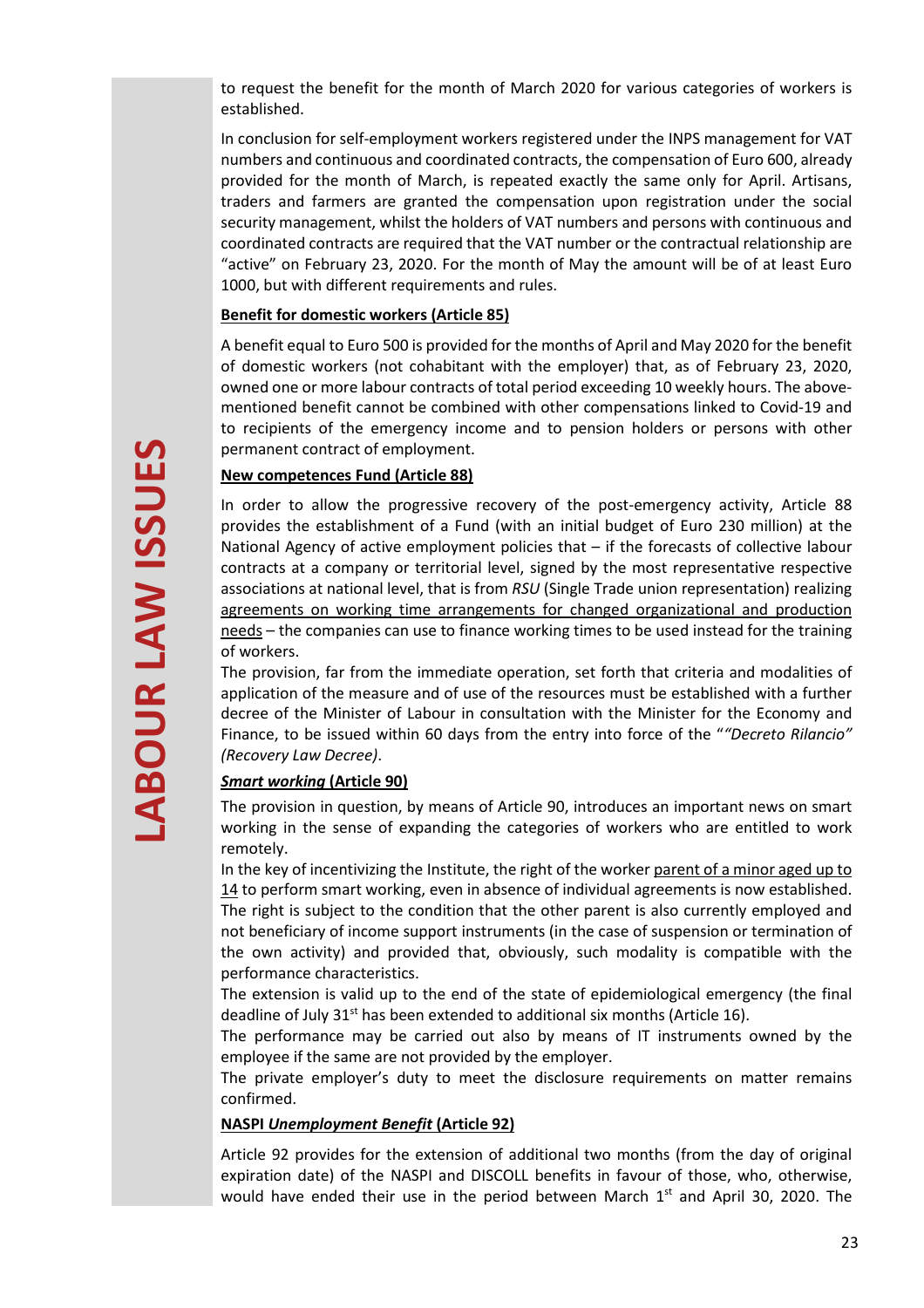to request the benefit for the month of March 2020 for various categories of workers is established.

In conclusion for self-employment workers registered under the INPS management for VAT numbers and continuous and coordinated contracts, the compensation of Euro 600, already provided for the month of March, is repeated exactly the same only for April. Artisans, traders and farmers are granted the compensation upon registration under the social security management, whilst the holders of VAT numbers and persons with continuous and coordinated contracts are required that the VAT number or the contractual relationship are "active" on February 23, 2020. For the month of May the amount will be of at least Euro 1000, but with different requirements and rules.

**Benefit for domestic workers (Article 85)**

A benefit equal to Euro 500 is provided for the months of April and May 2020 for the benefit of domestic workers (not cohabitant with the employer) that, as of February 23, 2020, owned one or more labour contracts of total period exceeding 10 weekly hours. The above-mentioned benefit cannot be combined with other compensations linked to Covid-19 and to recipients of the emergency income and to pension holders or persons with other permanent contract of employment.

**New competences Fund (Article 88)**

In order to allow the progressive recovery of the post-emergency activity, Article 88 provides the establishment of a Fund (with an initial budget of Euro 230 million) at the National Agency of active employment policies that – if the forecasts of collective labour contracts at a company or territorial level, signed by the most representative respective associations at national level, that is from *RSU* (Single Trade union representation) realizing agreements on working time arrangements for changed organizational and production needs – the companies can use to finance working times to be used instead for the training of workers.

The provision, far from the immediate operation, set forth that criteria and modalities of application of the measure and of use of the resources must be established with a further decree of the Minister of Labour in consultation with the Minister for the Economy and Finance, to be issued within 60 days from the entry into force of the "*"Decreto Rilancio" (Recovery Law Decree)*.

***Smart working* (Article 90)**

The provision in question, by means of Article 90, introduces an important news on smart working in the sense of expanding the categories of workers who are entitled to work remotely.

In the key of incentivizing the Institute, the right of the worker parent of a minor aged up to 14 to perform smart working, even in absence of individual agreements is now established. The right is subject to the condition that the other parent is also currently employed and not beneficiary of income support instruments (in the case of suspension or termination of the own activity) and provided that, obviously, such modality is compatible with the performance characteristics.

The extension is valid up to the end of the state of epidemiological emergency (the final deadline of July 31st has been extended to additional six months (Article 16).

The performance may be carried out also by means of IT instruments owned by the employee if the same are not provided by the employer.

The private employer's duty to meet the disclosure requirements on matter remains confirmed.

**NASPI *Unemployment Benefit* (Article 92)**

Article 92 provides for the extension of additional two months (from the day of original expiration date) of the NASPI and DISCOLL benefits in favour of those, who, otherwise, would have ended their use in the period between March 1st and April 30, 2020. The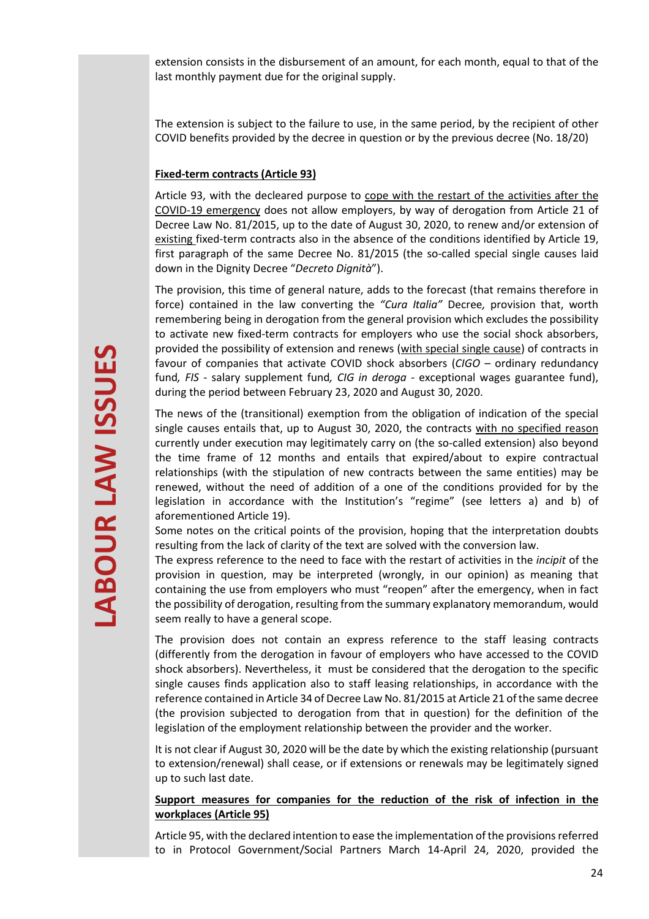extension consists in the disbursement of an amount, for each month, equal to that of the last monthly payment due for the original supply.

The extension is subject to the failure to use, in the same period, by the recipient of other COVID benefits provided by the decree in question or by the previous decree (No. 18/20)

**Fixed-term contracts (Article 93)**

Article 93, with the decleared purpose to cope with the restart of the activities after the COVID-19 emergency does not allow employers, by way of derogation from Article 21 of Decree Law No. 81/2015, up to the date of August 30, 2020, to renew and/or extension of existing fixed-term contracts also in the absence of the conditions identified by Article 19, first paragraph of the same Decree No. 81/2015 (the so-called special single causes laid down in the Dignity Decree "*Decreto Dignità*").

The provision, this time of general nature, adds to the forecast (that remains therefore in force) contained in the law converting the *"Cura Italia"* Decree*,* provision that, worth remembering being in derogation from the general provision which excludes the possibility to activate new fixed-term contracts for employers who use the social shock absorbers, provided the possibility of extension and renews (with special single cause) of contracts in favour of companies that activate COVID shock absorbers (*CIGO* – ordinary redundancy fund*, FIS* - salary supplement fund*, CIG in deroga* - exceptional wages guarantee fund), during the period between February 23, 2020 and August 30, 2020.

The news of the (transitional) exemption from the obligation of indication of the special single causes entails that, up to August 30, 2020, the contracts with no specified reason currently under execution may legitimately carry on (the so-called extension) also beyond the time frame of 12 months and entails that expired/about to expire contractual relationships (with the stipulation of new contracts between the same entities) may be renewed, without the need of addition of a one of the conditions provided for by the legislation in accordance with the Institution's "regime" (see letters a) and b) of aforementioned Article 19).

Some notes on the critical points of the provision, hoping that the interpretation doubts resulting from the lack of clarity of the text are solved with the conversion law.

The express reference to the need to face with the restart of activities in the *incipit* of the provision in question, may be interpreted (wrongly, in our opinion) as meaning that containing the use from employers who must "reopen" after the emergency, when in fact the possibility of derogation, resulting from the summary explanatory memorandum, would seem really to have a general scope.

The provision does not contain an express reference to the staff leasing contracts (differently from the derogation in favour of employers who have accessed to the COVID shock absorbers). Nevertheless, it must be considered that the derogation to the specific single causes finds application also to staff leasing relationships, in accordance with the reference contained in Article 34 of Decree Law No. 81/2015 at Article 21 of the same decree (the provision subjected to derogation from that in question) for the definition of the legislation of the employment relationship between the provider and the worker.

It is not clear if August 30, 2020 will be the date by which the existing relationship (pursuant to extension/renewal) shall cease, or if extensions or renewals may be legitimately signed up to such last date.

**Support measures for companies for the reduction of the risk of infection in the workplaces (Article 95)**

Article 95, with the declared intention to ease the implementation of the provisions referred to in Protocol Government/Social Partners March 14-April 24, 2020, provided the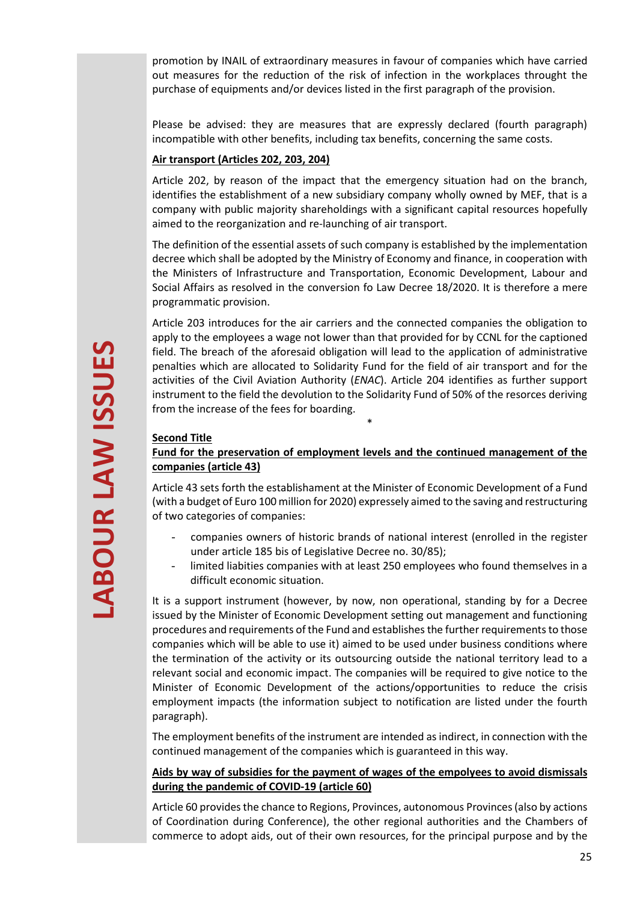promotion by INAIL of extraordinary measures in favour of companies which have carried out measures for the reduction of the risk of infection in the workplaces throught the purchase of equipments and/or devices listed in the first paragraph of the provision.

Please be advised: they are measures that are expressly declared (fourth paragraph) incompatible with other benefits, including tax benefits, concerning the same costs.

**Air transport (Articles 202, 203, 204)**

Article 202, by reason of the impact that the emergency situation had on the branch, identifies the establishment of a new subsidiary company wholly owned by MEF, that is a company with public majority shareholdings with a significant capital resources hopefully aimed to the reorganization and re-launching of air transport.

The definition of the essential assets of such company is established by the implementation decree which shall be adopted by the Ministry of Economy and finance, in cooperation with the Ministers of Infrastructure and Transportation, Economic Development, Labour and Social Affairs as resolved in the conversion fo Law Decree 18/2020. It is therefore a mere programmatic provision.

Article 203 introduces for the air carriers and the connected companies the obligation to apply to the employees a wage not lower than that provided for by CCNL for the captioned field. The breach of the aforesaid obligation will lead to the application of administrative penalties which are allocated to Solidarity Fund for the field of air transport and for the activities of the Civil Aviation Authority (*ENAC*). Article 204 identifies as further support instrument to the field the devolution to the Solidarity Fund of 50% of the resorces deriving from the increase of the fees for boarding.

*

**Second Title**

**Fund for the preservation of employment levels and the continued management of the companies (article 43)**

Article 43 sets forth the establishament at the Minister of Economic Development of a Fund (with a budget of Euro 100 million for 2020) expressely aimed to the saving and restructuring of two categories of companies:

- companies owners of historic brands of national interest (enrolled in the register under article 185 bis of Legislative Decree no. 30/85);
- limited liabities companies with at least 250 employees who found themselves in a difficult economic situation.

It is a support instrument (however, by now, non operational, standing by for a Decree issued by the Minister of Economic Development setting out management and functioning procedures and requirements of the Fund and establishes the further requirements to those companies which will be able to use it) aimed to be used under business conditions where the termination of the activity or its outsourcing outside the national territory lead to a relevant social and economic impact. The companies will be required to give notice to the Minister of Economic Development of the actions/opportunities to reduce the crisis employment impacts (the information subject to notification are listed under the fourth paragraph).

The employment benefits of the instrument are intended as indirect, in connection with the continued management of the companies which is guaranteed in this way.

**Aids by way of subsidies for the payment of wages of the empolyees to avoid dismissals during the pandemic of COVID-19 (article 60)**

Article 60 provides the chance to Regions, Provinces, autonomous Provinces (also by actions of Coordination during Conference), the other regional authorities and the Chambers of commerce to adopt aids, out of their own resources, for the principal purpose and by the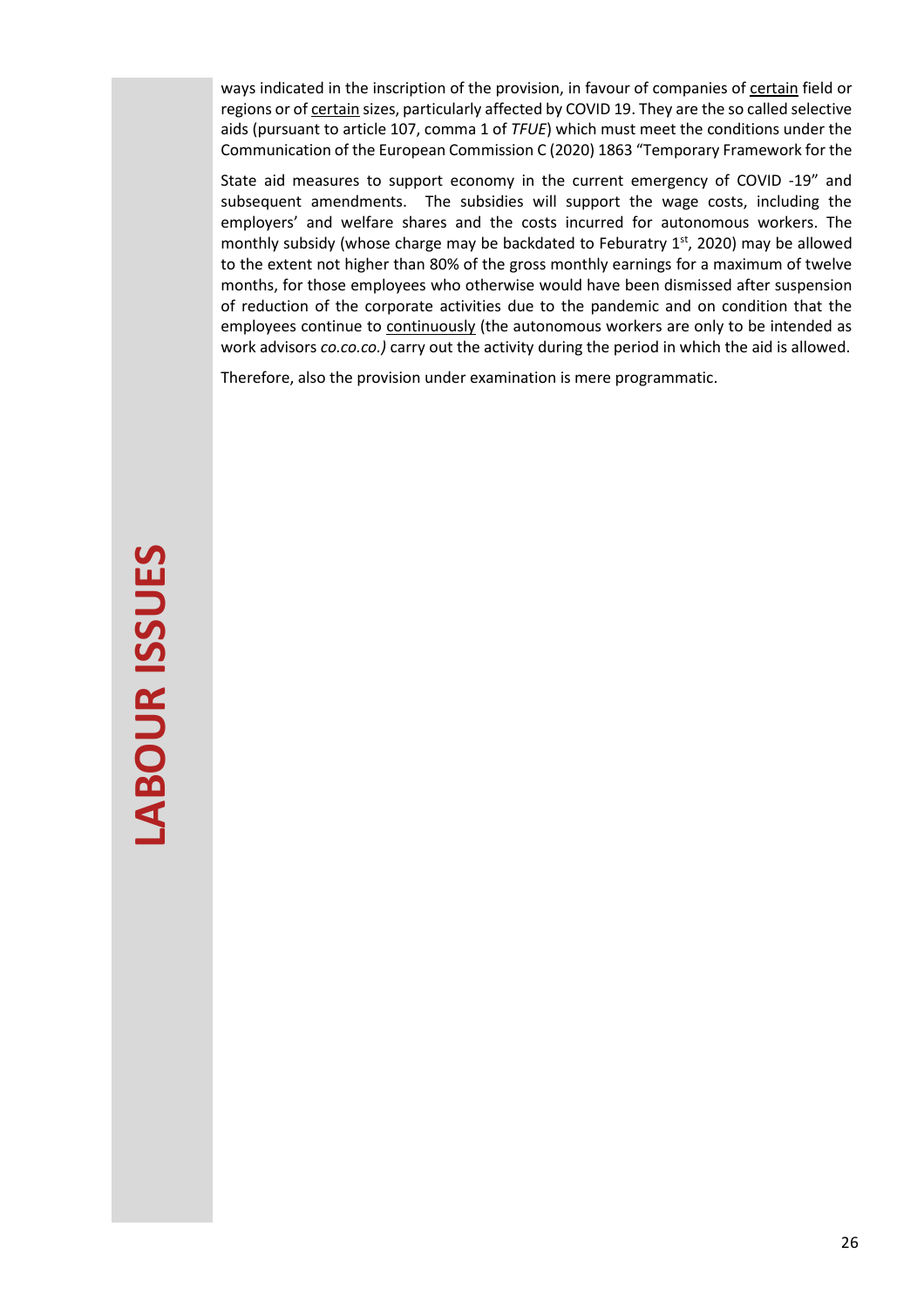ways indicated in the inscription of the provision, in favour of companies of <u>certain</u> field or regions or of <u>certain</u> sizes, particularly affected by COVID 19. They are the so called selective aids (pursuant to article 107, comma 1 of *TFUE*) which must meet the conditions under the Communication of the European Commission C (2020) 1863 "Temporary Framework for the

State aid measures to support economy in the current emergency of COVID -19" and subsequent amendments. The subsidies will support the wage costs, including the employers' and welfare shares and the costs incurred for autonomous workers. The monthly subsidy (whose charge may be backdated to Feburatry 1st, 2020) may be allowed to the extent not higher than 80% of the gross monthly earnings for a maximum of twelve months, for those employees who otherwise would have been dismissed after suspension of reduction of the corporate activities due to the pandemic and on condition that the employees continue to <u>continuously</u> (the autonomous workers are only to be intended as work advisors *co.co.co.)* carry out the activity during the period in which the aid is allowed.

Therefore, also the provision under examination is mere programmatic.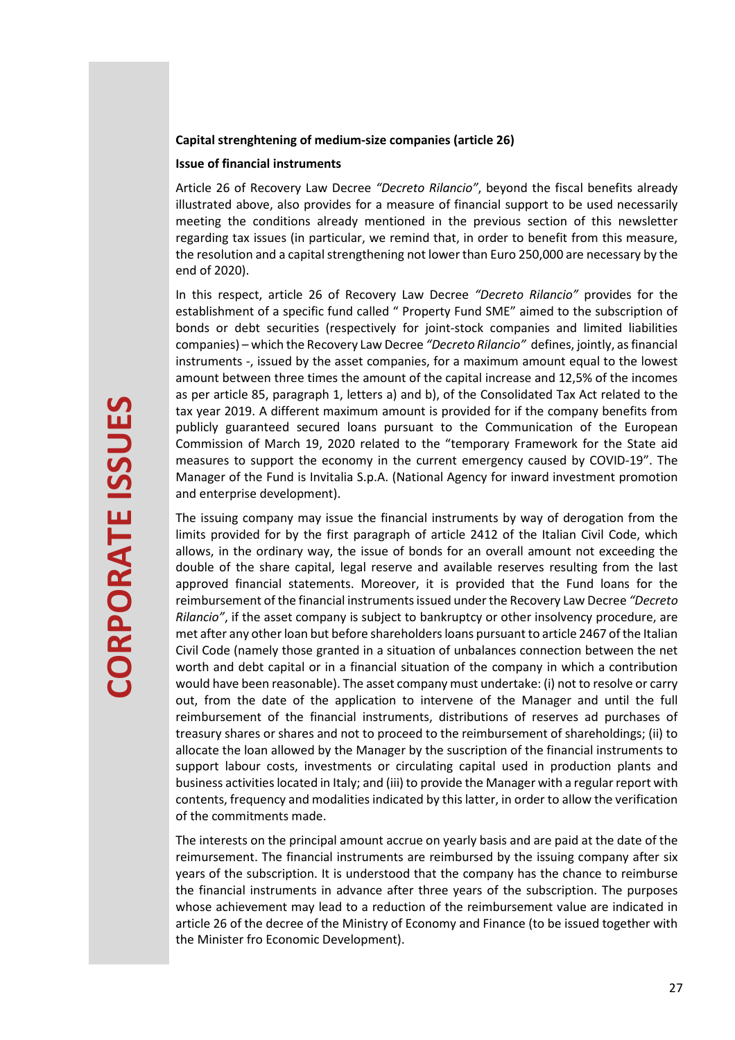**Capital strenghtening of medium-size companies (article 26)**

**Issue of financial instruments**

Article 26 of Recovery Law Decree *"Decreto Rilancio"*, beyond the fiscal benefits already illustrated above, also provides for a measure of financial support to be used necessarily meeting the conditions already mentioned in the previous section of this newsletter regarding tax issues (in particular, we remind that, in order to benefit from this measure, the resolution and a capital strengthening not lower than Euro 250,000 are necessary by the end of 2020).

In this respect, article 26 of Recovery Law Decree *"Decreto Rilancio"* provides for the establishment of a specific fund called " Property Fund SME" aimed to the subscription of bonds or debt securities (respectively for joint-stock companies and limited liabilities companies) – which the Recovery Law Decree *"Decreto Rilancio"* defines, jointly, as financial instruments -, issued by the asset companies, for a maximum amount equal to the lowest amount between three times the amount of the capital increase and 12,5% of the incomes as per article 85, paragraph 1, letters a) and b), of the Consolidated Tax Act related to the tax year 2019. A different maximum amount is provided for if the company benefits from publicly guaranteed secured loans pursuant to the Communication of the European Commission of March 19, 2020 related to the "temporary Framework for the State aid measures to support the economy in the current emergency caused by COVID-19". The Manager of the Fund is Invitalia S.p.A. (National Agency for inward investment promotion and enterprise development).

The issuing company may issue the financial instruments by way of derogation from the limits provided for by the first paragraph of article 2412 of the Italian Civil Code, which allows, in the ordinary way, the issue of bonds for an overall amount not exceeding the double of the share capital, legal reserve and available reserves resulting from the last approved financial statements. Moreover, it is provided that the Fund loans for the reimbursement of the financial instruments issued under the Recovery Law Decree *"Decreto Rilancio"*, if the asset company is subject to bankruptcy or other insolvency procedure, are met after any other loan but before shareholders loans pursuant to article 2467 of the Italian Civil Code (namely those granted in a situation of unbalances connection between the net worth and debt capital or in a financial situation of the company in which a contribution would have been reasonable). The asset company must undertake: (i) not to resolve or carry out, from the date of the application to intervene of the Manager and until the full reimbursement of the financial instruments, distributions of reserves ad purchases of treasury shares or shares and not to proceed to the reimbursement of shareholdings; (ii) to allocate the loan allowed by the Manager by the suscription of the financial instruments to support labour costs, investments or circulating capital used in production plants and business activities located in Italy; and (iii) to provide the Manager with a regular report with contents, frequency and modalities indicated by this latter, in order to allow the verification of the commitments made.

The interests on the principal amount accrue on yearly basis and are paid at the date of the reimursement. The financial instruments are reimbursed by the issuing company after six years of the subscription. It is understood that the company has the chance to reimburse the financial instruments in advance after three years of the subscription. The purposes whose achievement may lead to a reduction of the reimbursement value are indicated in article 26 of the decree of the Ministry of Economy and Finance (to be issued together with the Minister fro Economic Development).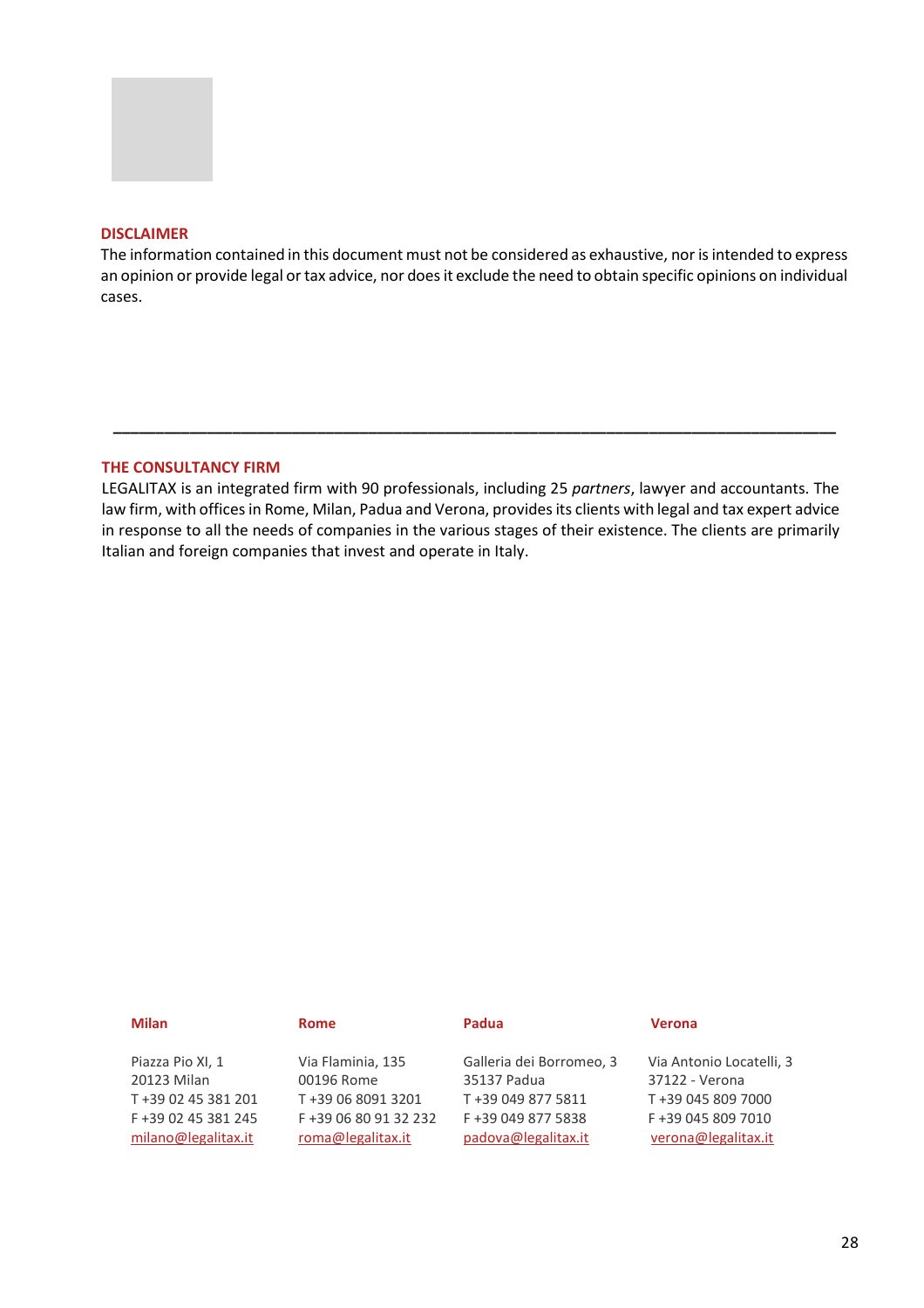## DISCLAIMER

The information contained in this document must not be considered as exhaustive, nor is intended to express an opinion or provide legal or tax advice, nor does it exclude the need to obtain specific opinions on individual cases.

---

## THE CONSULTANCY FIRM

LEGALITAX is an integrated firm with 90 professionals, including 25 *partners*, lawyer and accountants. The law firm, with offices in Rome, Milan, Padua and Verona, provides its clients with legal and tax expert advice in response to all the needs of companies in the various stages of their existence. The clients are primarily Italian and foreign companies that invest and operate in Italy.

**Milan**

Piazza Pio XI, 1
20123 Milan
T +39 02 45 381 201
F +39 02 45 381 245
milano@legalitax.it

**Rome**

Via Flaminia, 135
00196 Rome
T +39 06 8091 3201
F +39 06 80 91 32 232
roma@legalitax.it

**Padua**

Galleria dei Borromeo, 3
35137 Padua
T +39 049 877 5811
F +39 049 877 5838
padova@legalitax.it

**Verona**

Via Antonio Locatelli, 3
37122 - Verona
T +39 045 809 7000
F +39 045 809 7010
verona@legalitax.it